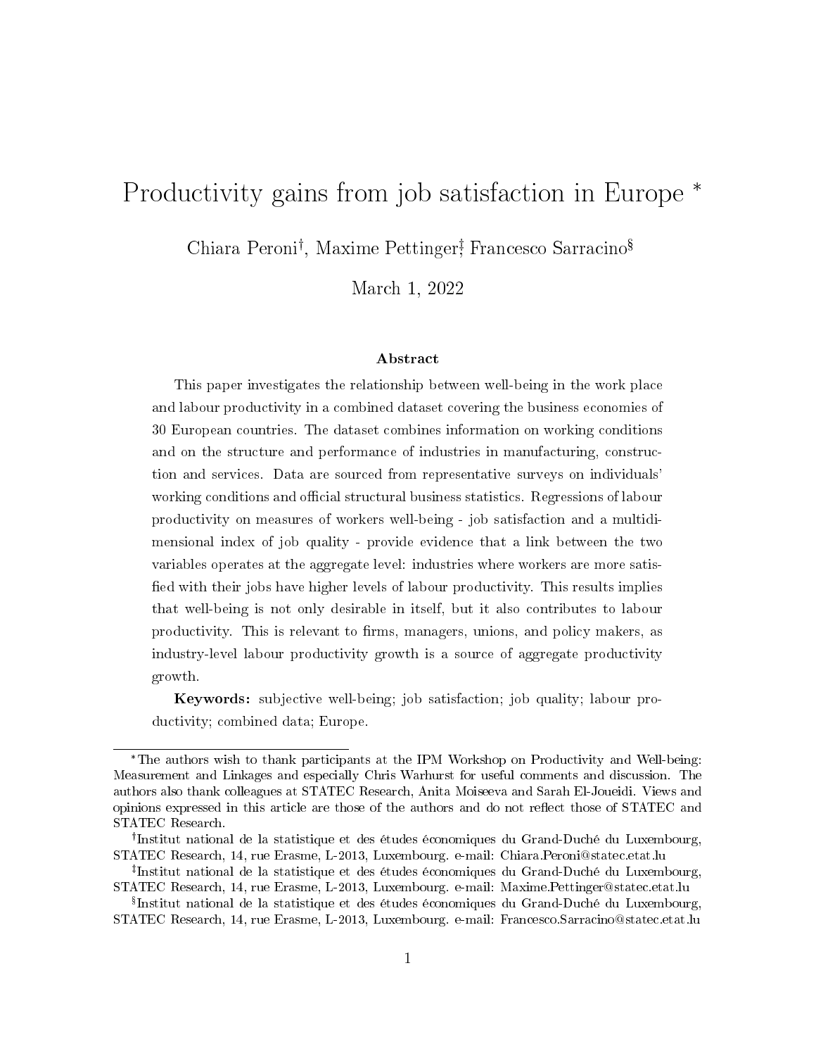# Productivity gains from job satisfaction in Europe [*]

Chiara Peroni[†], Maxime Pettinger[‡], Francesco Sarracino[§]

March 1, 2022

### Abstract

This paper investigates the relationship between well-being in the work place and labour productivity in a combined dataset covering the business economies of 30 European countries. The dataset combines information on working conditions and on the structure and performance of industries in manufacturing, construction and services. Data are sourced from representative surveys on individuals' working conditions and official structural business statistics. Regressions of labour productivity on measures of workers well-being - job satisfaction and a multidimensional index of job quality - provide evidence that a link between the two variables operates at the aggregate level: industries where workers are more satisfied with their jobs have higher levels of labour productivity. This results implies that well-being is not only desirable in itself, but it also contributes to labour productivity. This is relevant to firms, managers, unions, and policy makers, as industry-level labour productivity growth is a source of aggregate productivity growth.

**Keywords:** subjective well-being; job satisfaction; job quality; labour productivity; combined data; Europe.

---

[*] The authors wish to thank participants at the IPM Workshop on Productivity and Well-being: Measurement and Linkages and especially Chris Warhurst for useful comments and discussion. The authors also thank colleagues at STATEC Research, Anita Moiseeva and Sarah El-Joueidi. Views and opinions expressed in this article are those of the authors and do not reflect those of STATEC and STATEC Research.

[†] Institut national de la statistique et des études économiques du Grand-Duché du Luxembourg, STATEC Research, 14, rue Erasme, L-2013, Luxembourg. e-mail: Chiara.Peroni@statec.etat.lu

[‡] Institut national de la statistique et des études économiques du Grand-Duché du Luxembourg, STATEC Research, 14, rue Erasme, L-2013, Luxembourg. e-mail: Maxime.Pettinger@statec.etat.lu

[§] Institut national de la statistique et des études économiques du Grand-Duché du Luxembourg, STATEC Research, 14, rue Erasme, L-2013, Luxembourg. e-mail: Francesco.Sarracino@statec.etat.lu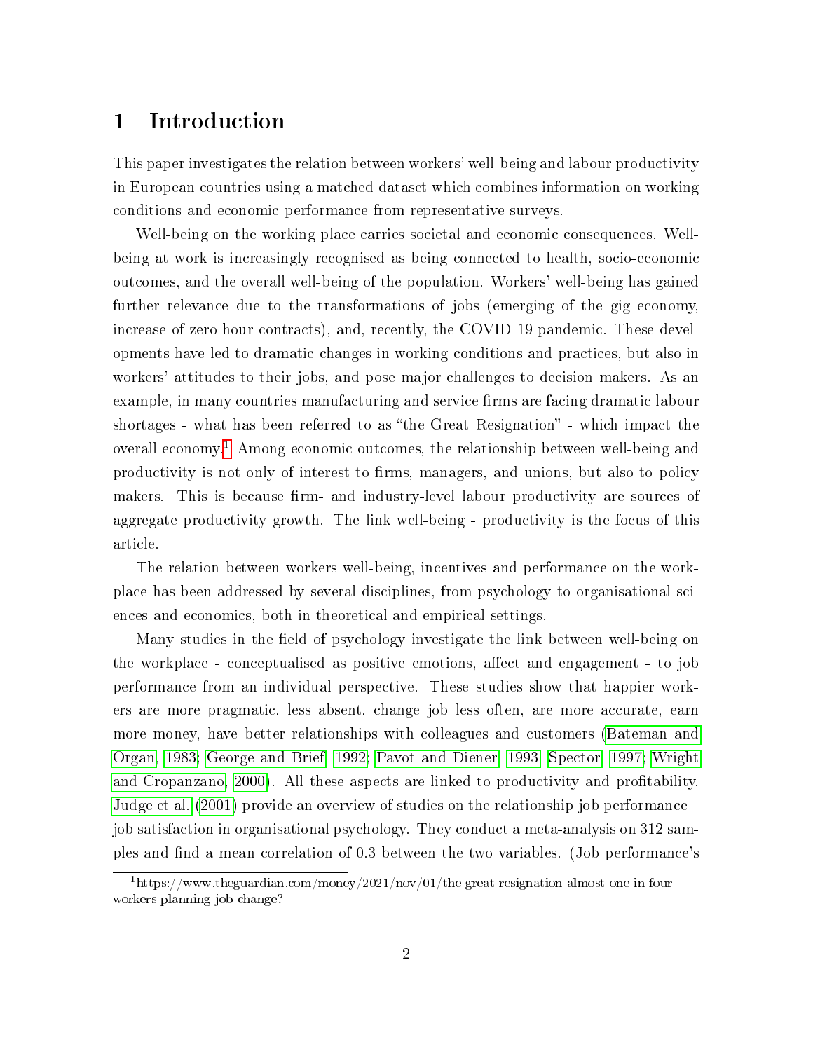# 1 Introduction

This paper investigates the relation between workers' well-being and labour productivity in European countries using a matched dataset which combines information on working conditions and economic performance from representative surveys.

Well-being on the working place carries societal and economic consequences. Well-being at work is increasingly recognised as being connected to health, socio-economic outcomes, and the overall well-being of the population. Workers' well-being has gained further relevance due to the transformations of jobs (emerging of the gig economy, increase of zero-hour contracts), and, recently, the COVID-19 pandemic. These developments have led to dramatic changes in working conditions and practices, but also in workers' attitudes to their jobs, and pose major challenges to decision makers. As an example, in many countries manufacturing and service firms are facing dramatic labour shortages - what has been referred to as "the Great Resignation" - which impact the overall economy.[1] Among economic outcomes, the relationship between well-being and productivity is not only of interest to firms, managers, and unions, but also to policy makers. This is because firm- and industry-level labour productivity are sources of aggregate productivity growth. The link well-being - productivity is the focus of this article.

The relation between workers well-being, incentives and performance on the workplace has been addressed by several disciplines, from psychology to organisational sciences and economics, both in theoretical and empirical settings.

Many studies in the field of psychology investigate the link between well-being on the workplace - conceptualised as positive emotions, affect and engagement - to job performance from an individual perspective. These studies show that happier workers are more pragmatic, less absent, change job less often, are more accurate, earn more money, have better relationships with colleagues and customers (Bateman and Organ, 1983; George and Brief, 1992; Pavot and Diener, 1993; Spector, 1997; Wright and Cropanzano, 2000). All these aspects are linked to productivity and profitability. Judge et al. (2001) provide an overview of studies on the relationship job performance – job satisfaction in organisational psychology. They conduct a meta-analysis on 312 samples and find a mean correlation of 0.3 between the two variables. (Job performance's

[1] https://www.theguardian.com/money/2021/nov/01/the-great-resignation-almost-one-in-four-workers-planning-job-change?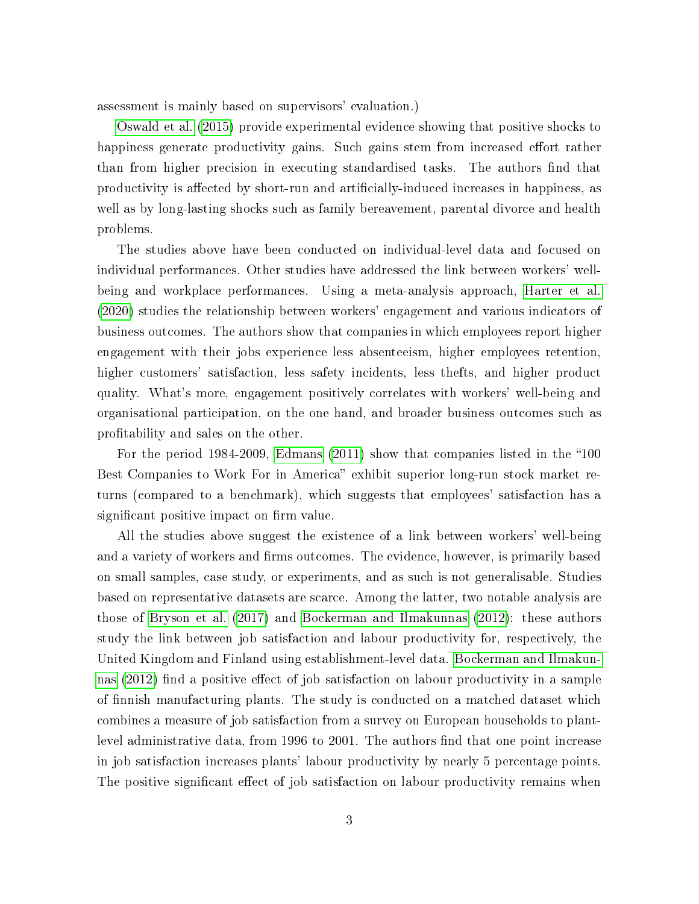assessment is mainly based on supervisors' evaluation.)

Oswald et al. (2015) provide experimental evidence showing that positive shocks to happiness generate productivity gains. Such gains stem from increased effort rather than from higher precision in executing standardised tasks. The authors find that productivity is affected by short-run and artificially-induced increases in happiness, as well as by long-lasting shocks such as family bereavement, parental divorce and health problems.

The studies above have been conducted on individual-level data and focused on individual performances. Other studies have addressed the link between workers' well-being and workplace performances. Using a meta-analysis approach, Harter et al. (2020) studies the relationship between workers' engagement and various indicators of business outcomes. The authors show that companies in which employees report higher engagement with their jobs experience less absenteeism, higher employees retention, higher customers' satisfaction, less safety incidents, less thefts, and higher product quality. What's more, engagement positively correlates with workers' well-being and organisational participation, on the one hand, and broader business outcomes such as profitability and sales on the other.

For the period 1984-2009, Edmans (2011) show that companies listed in the "100 Best Companies to Work For in America" exhibit superior long-run stock market returns (compared to a benchmark), which suggests that employees' satisfaction has a significant positive impact on firm value.

All the studies above suggest the existence of a link between workers' well-being and a variety of workers and firms outcomes. The evidence, however, is primarily based on small samples, case study, or experiments, and as such is not generalisable. Studies based on representative datasets are scarce. Among the latter, two notable analysis are those of Bryson et al. (2017) and Bockerman and Ilmakunnas (2012): these authors study the link between job satisfaction and labour productivity for, respectively, the United Kingdom and Finland using establishment-level data. Bockerman and Ilmakunnas (2012) find a positive effect of job satisfaction on labour productivity in a sample of finnish manufacturing plants. The study is conducted on a matched dataset which combines a measure of job satisfaction from a survey on European households to plant-level administrative data, from 1996 to 2001. The authors find that one point increase in job satisfaction increases plants' labour productivity by nearly 5 percentage points. The positive significant effect of job satisfaction on labour productivity remains when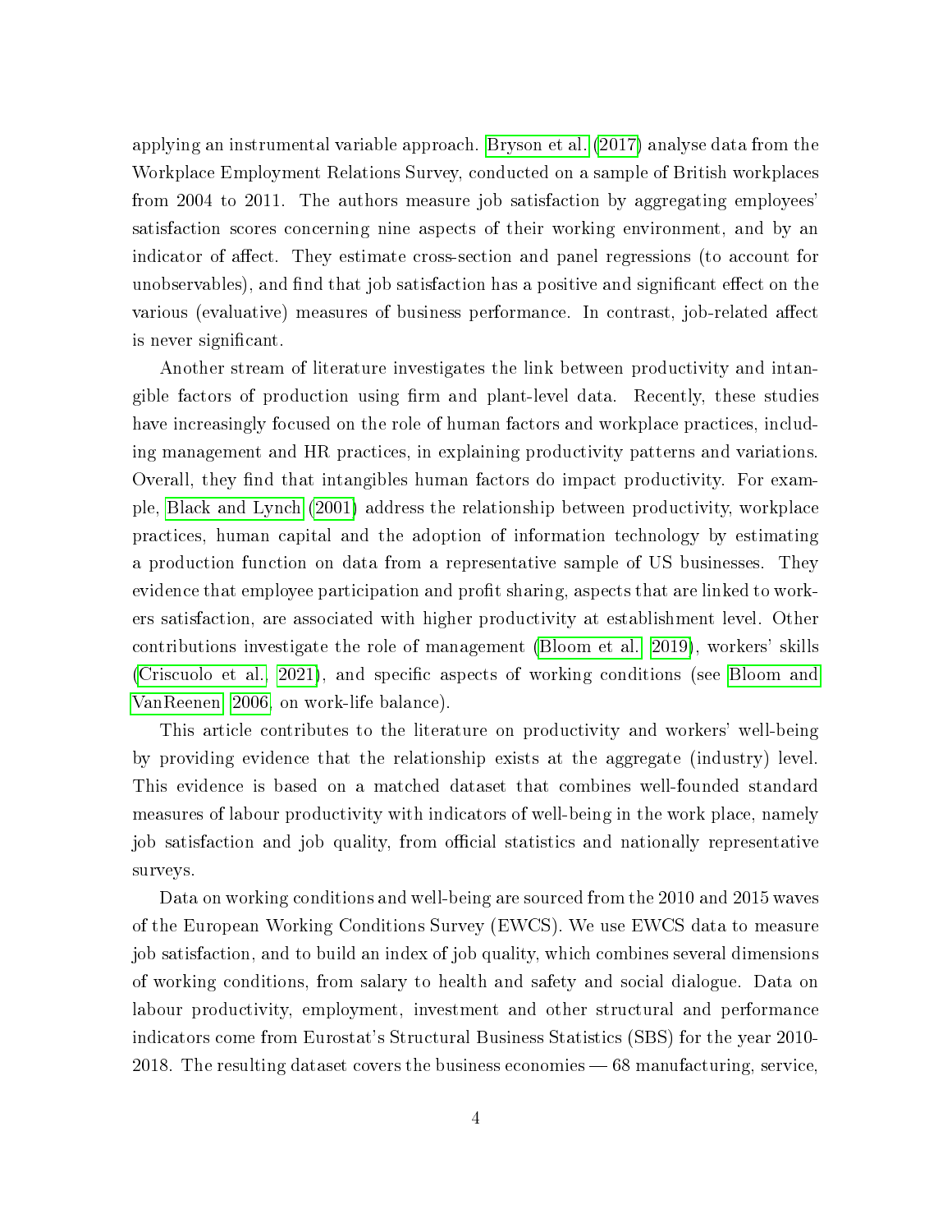applying an instrumental variable approach. Bryson et al. (2017) analyse data from the Workplace Employment Relations Survey, conducted on a sample of British workplaces from 2004 to 2011. The authors measure job satisfaction by aggregating employees' satisfaction scores concerning nine aspects of their working environment, and by an indicator of affect. They estimate cross-section and panel regressions (to account for unobservables), and find that job satisfaction has a positive and significant effect on the various (evaluative) measures of business performance. In contrast, job-related affect is never significant.

Another stream of literature investigates the link between productivity and intangible factors of production using firm and plant-level data. Recently, these studies have increasingly focused on the role of human factors and workplace practices, including management and HR practices, in explaining productivity patterns and variations. Overall, they find that intangibles human factors do impact productivity. For example, Black and Lynch (2001) address the relationship between productivity, workplace practices, human capital and the adoption of information technology by estimating a production function on data from a representative sample of US businesses. They evidence that employee participation and profit sharing, aspects that are linked to workers satisfaction, are associated with higher productivity at establishment level. Other contributions investigate the role of management (Bloom et al. 2019), workers' skills (Criscuolo et al. 2021), and specific aspects of working conditions (see Bloom and VanReenen 2006, on work-life balance).

This article contributes to the literature on productivity and workers' well-being by providing evidence that the relationship exists at the aggregate (industry) level. This evidence is based on a matched dataset that combines well-founded standard measures of labour productivity with indicators of well-being in the work place, namely job satisfaction and job quality, from official statistics and nationally representative surveys.

Data on working conditions and well-being are sourced from the 2010 and 2015 waves of the European Working Conditions Survey (EWCS). We use EWCS data to measure job satisfaction, and to build an index of job quality, which combines several dimensions of working conditions, from salary to health and safety and social dialogue. Data on labour productivity, employment, investment and other structural and performance indicators come from Eurostat's Structural Business Statistics (SBS) for the year 2010-2018. The resulting dataset covers the business economies — 68 manufacturing, service,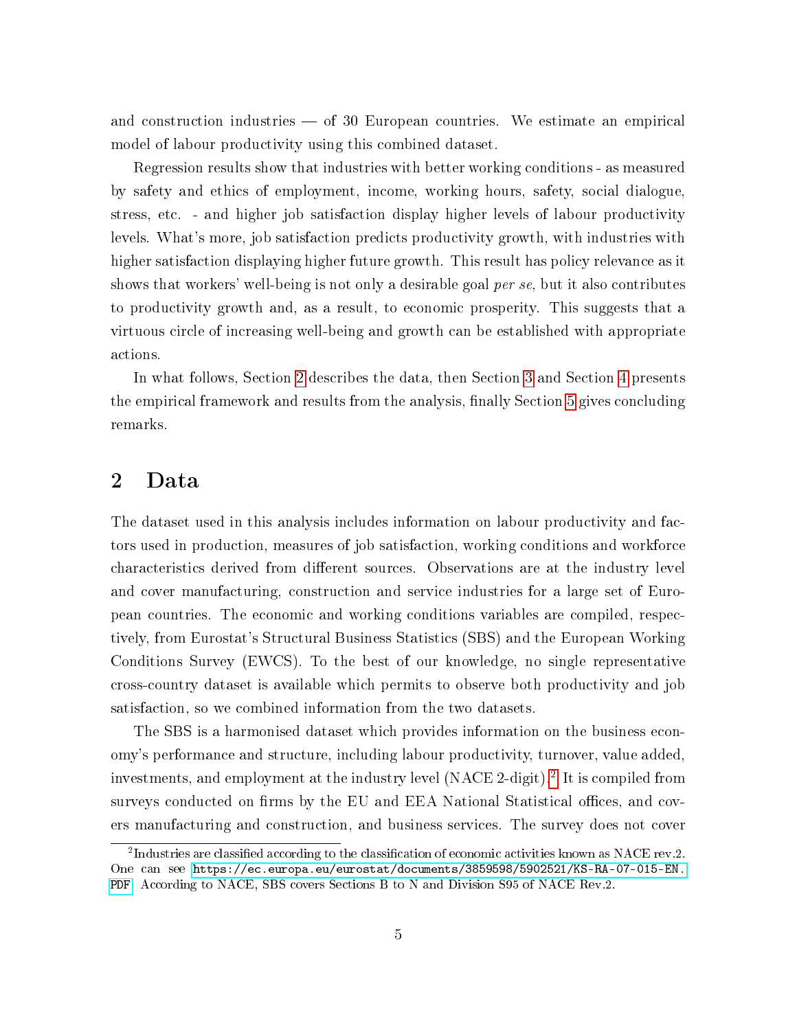and construction industries — of 30 European countries. We estimate an empirical model of labour productivity using this combined dataset.

Regression results show that industries with better working conditions - as measured by safety and ethics of employment, income, working hours, safety, social dialogue, stress, etc. - and higher job satisfaction display higher levels of labour productivity levels. What's more, job satisfaction predicts productivity growth, with industries with higher satisfaction displaying higher future growth. This result has policy relevance as it shows that workers' well-being is not only a desirable goal *per se*, but it also contributes to productivity growth and, as a result, to economic prosperity. This suggests that a virtuous circle of increasing well-being and growth can be established with appropriate actions.

In what follows, Section 2 describes the data, then Section 3 and Section 4 presents the empirical framework and results from the analysis, finally Section 5 gives concluding remarks.

## 2 Data

The dataset used in this analysis includes information on labour productivity and factors used in production, measures of job satisfaction, working conditions and workforce characteristics derived from different sources. Observations are at the industry level and cover manufacturing, construction and service industries for a large set of European countries. The economic and working conditions variables are compiled, respectively, from Eurostat's Structural Business Statistics (SBS) and the European Working Conditions Survey (EWCS). To the best of our knowledge, no single representative cross-country dataset is available which permits to observe both productivity and job satisfaction, so we combined information from the two datasets.

The SBS is a harmonised dataset which provides information on the business economy's performance and structure, including labour productivity, turnover, value added, investments, and employment at the industry level (NACE 2-digit).[2] It is compiled from surveys conducted on firms by the EU and EEA National Statistical offices, and covers manufacturing and construction, and business services. The survey does not cover

[2] Industries are classified according to the classification of economic activities known as NACE rev.2. One can see https://ec.europa.eu/eurostat/documents/3859598/5902521/KS-RA-07-015-EN.PDF. According to NACE, SBS covers Sections B to N and Division S95 of NACE Rev.2.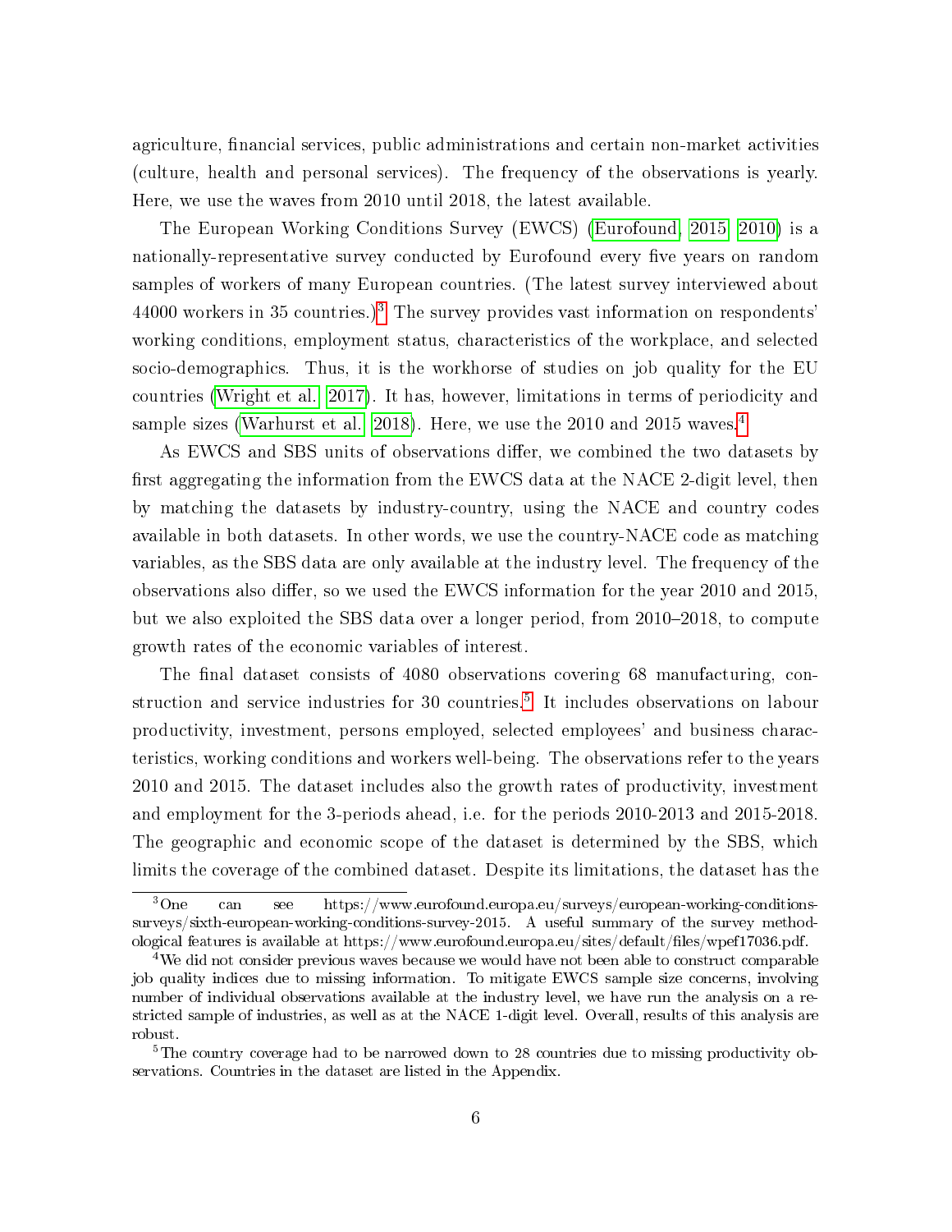agriculture, financial services, public administrations and certain non-market activities (culture, health and personal services). The frequency of the observations is yearly. Here, we use the waves from 2010 until 2018, the latest available.

The European Working Conditions Survey (EWCS) (Eurofound, 2015, 2010) is a nationally-representative survey conducted by Eurofound every five years on random samples of workers of many European countries. (The latest survey interviewed about 44000 workers in 35 countries.)[3] The survey provides vast information on respondents' working conditions, employment status, characteristics of the workplace, and selected socio-demographics. Thus, it is the workhorse of studies on job quality for the EU countries (Wright et al., 2017). It has, however, limitations in terms of periodicity and sample sizes (Warhurst et al., 2018). Here, we use the 2010 and 2015 waves.[4]

As EWCS and SBS units of observations differ, we combined the two datasets by first aggregating the information from the EWCS data at the NACE 2-digit level, then by matching the datasets by industry-country, using the NACE and country codes available in both datasets. In other words, we use the country-NACE code as matching variables, as the SBS data are only available at the industry level. The frequency of the observations also differ, so we used the EWCS information for the year 2010 and 2015, but we also exploited the SBS data over a longer period, from 2010–2018, to compute growth rates of the economic variables of interest.

The final dataset consists of 4080 observations covering 68 manufacturing, construction and service industries for 30 countries.[5] It includes observations on labour productivity, investment, persons employed, selected employees' and business characteristics, working conditions and workers well-being. The observations refer to the years 2010 and 2015. The dataset includes also the growth rates of productivity, investment and employment for the 3-periods ahead, i.e. for the periods 2010-2013 and 2015-2018. The geographic and economic scope of the dataset is determined by the SBS, which limits the coverage of the combined dataset. Despite its limitations, the dataset has the

---

[3] One can see https://www.eurofound.europa.eu/surveys/european-working-conditions-surveys/sixth-european-working-conditions-survey-2015. A useful summary of the survey methodological features is available at https://www.eurofound.europa.eu/sites/default/files/wpef17036.pdf.

[4] We did not consider previous waves because we would have not been able to construct comparable job quality indices due to missing information. To mitigate EWCS sample size concerns, involving number of individual observations available at the industry level, we have run the analysis on a restricted sample of industries, as well as at the NACE 1-digit level. Overall, results of this analysis are robust.

[5] The country coverage had to be narrowed down to 28 countries due to missing productivity observations. Countries in the dataset are listed in the Appendix.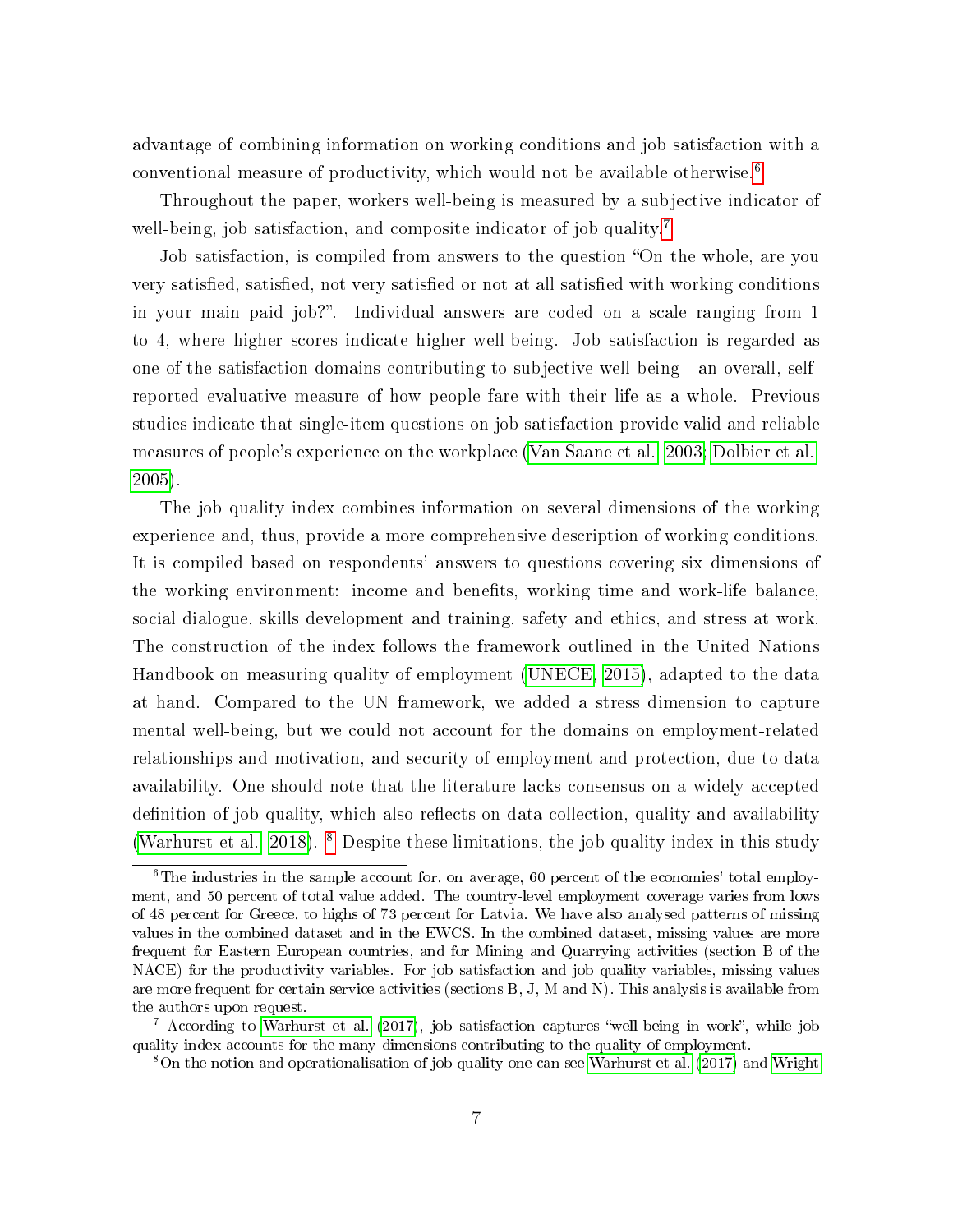advantage of combining information on working conditions and job satisfaction with a conventional measure of productivity, which would not be available otherwise.[6]

Throughout the paper, workers well-being is measured by a subjective indicator of well-being, job satisfaction, and composite indicator of job quality.[7]

Job satisfaction, is compiled from answers to the question "On the whole, are you very satisfied, satisfied, not very satisfied or not at all satisfied with working conditions in your main paid job?". Individual answers are coded on a scale ranging from 1 to 4, where higher scores indicate higher well-being. Job satisfaction is regarded as one of the satisfaction domains contributing to subjective well-being - an overall, self-reported evaluative measure of how people fare with their life as a whole. Previous studies indicate that single-item questions on job satisfaction provide valid and reliable measures of people's experience on the workplace (Van Saane et al. 2003; Dolbier et al. 2005).

The job quality index combines information on several dimensions of the working experience and, thus, provide a more comprehensive description of working conditions. It is compiled based on respondents' answers to questions covering six dimensions of the working environment: income and benefits, working time and work-life balance, social dialogue, skills development and training, safety and ethics, and stress at work. The construction of the index follows the framework outlined in the United Nations Handbook on measuring quality of employment (UNECE, 2015), adapted to the data at hand. Compared to the UN framework, we added a stress dimension to capture mental well-being, but we could not account for the domains on employment-related relationships and motivation, and security of employment and protection, due to data availability. One should note that the literature lacks consensus on a widely accepted definition of job quality, which also reflects on data collection, quality and availability (Warhurst et al. 2018). [8] Despite these limitations, the job quality index in this study

---

[6] The industries in the sample account for, on average, 60 percent of the economies' total employment, and 50 percent of total value added. The country-level employment coverage varies from lows of 48 percent for Greece, to highs of 73 percent for Latvia. We have also analysed patterns of missing values in the combined dataset and in the EWCS. In the combined dataset, missing values are more frequent for Eastern European countries, and for Mining and Quarrying activities (section B of the NACE) for the productivity variables. For job satisfaction and job quality variables, missing values are more frequent for certain service activities (sections B, J, M and N). This analysis is available from the authors upon request.

[7] According to Warhurst et al. (2017), job satisfaction captures "well-being in work", while job quality index accounts for the many dimensions contributing to the quality of employment.

[8] On the notion and operationalisation of job quality one can see Warhurst et al. (2017) and Wright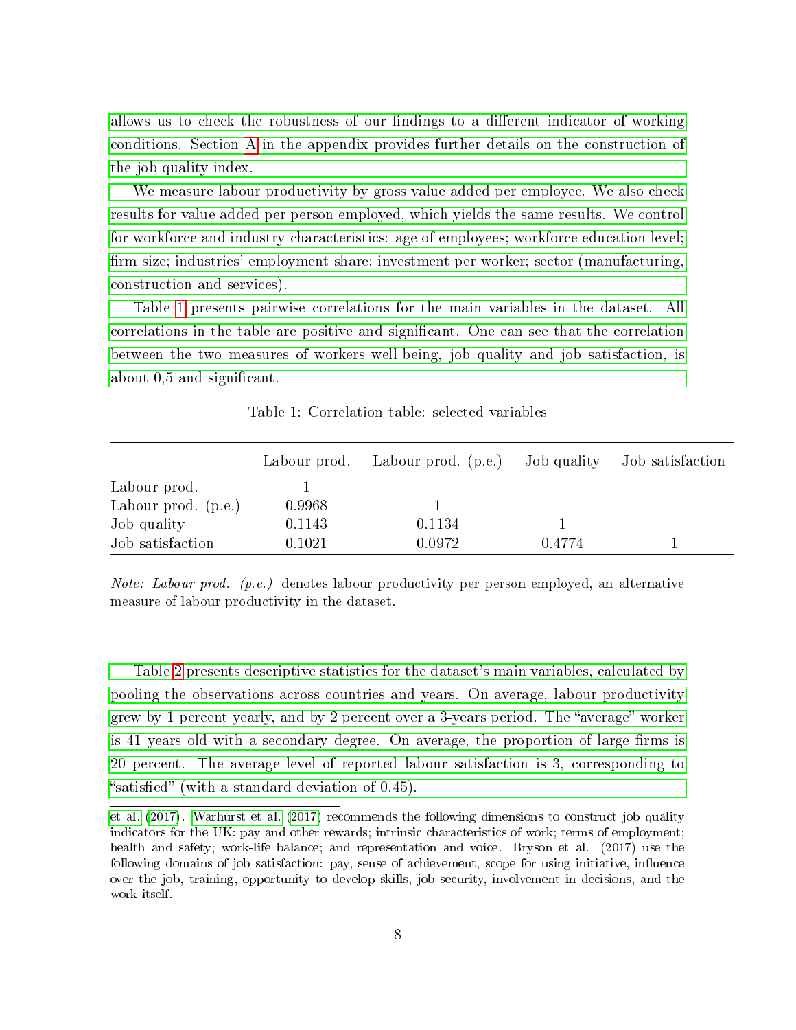allows us to check the robustness of our findings to a different indicator of working conditions. Section A in the appendix provides further details on the construction of the job quality index.

We measure labour productivity by gross value added per employee. We also check results for value added per person employed, which yields the same results. We control for workforce and industry characteristics: age of employees; workforce education level; firm size; industries' employment share; investment per worker; sector (manufacturing, construction and services).

Table 1 presents pairwise correlations for the main variables in the dataset. All correlations in the table are positive and significant. One can see that the correlation between the two measures of workers well-being, job quality and job satisfaction, is about 0,5 and significant.

Table 1: Correlation table: selected variables

| | Labour prod. | Labour prod. (p.e.) | Job quality | Job satisfaction |
|---|---|---|---|---|
| Labour prod. | 1 | | | |
| Labour prod. (p.e.) | 0.9968 | 1 | | |
| Job quality | 0.1143 | 0.1134 | 1 | |
| Job satisfaction | 0.1021 | 0.0972 | 0.4774 | 1 |

*Note: Labour prod. (p.e.)* denotes labour productivity per person employed, an alternative measure of labour productivity in the dataset.

Table 2 presents descriptive statistics for the dataset's main variables, calculated by pooling the observations across countries and years. On average, labour productivity grew by 1 percent yearly, and by 2 percent over a 3-years period. The "average" worker is 41 years old with a secondary degree. On average, the proportion of large firms is 20 percent. The average level of reported labour satisfaction is 3, corresponding to "satisfied" (with a standard deviation of 0.45).

et al. (2017). Warhurst et al. (2017) recommends the following dimensions to construct job quality indicators for the UK: pay and other rewards; intrinsic characteristics of work; terms of employment; health and safety; work-life balance; and representation and voice. Bryson et al. (2017) use the following domains of job satisfaction: pay, sense of achievement, scope for using initiative, influence over the job, training, opportunity to develop skills, job security, involvement in decisions, and the work itself.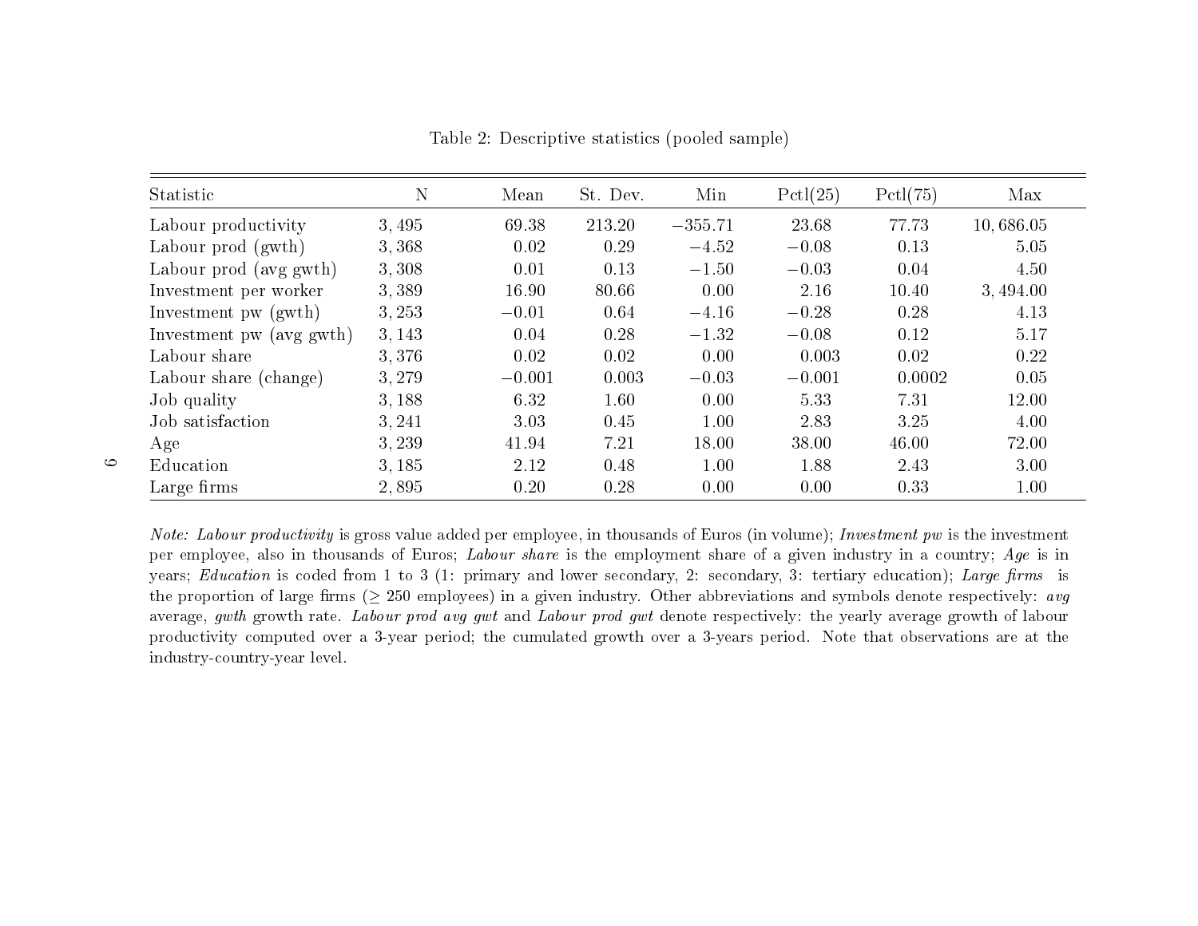Table 2: Descriptive statistics (pooled sample)

| Statistic | N | Mean | St. Dev. | Min | Pctl(25) | Pctl(75) | Max |
|---|---|---|---|---|---|---|---|
| Labour productivity | 3,495 | 69.38 | 213.20 | −355.71 | 23.68 | 77.73 | 10,686.05 |
| Labour prod (gwth) | 3,368 | 0.02 | 0.29 | −4.52 | −0.08 | 0.13 | 5.05 |
| Labour prod (avg gwth) | 3,308 | 0.01 | 0.13 | −1.50 | −0.03 | 0.04 | 4.50 |
| Investment per worker | 3,389 | 16.90 | 80.66 | 0.00 | 2.16 | 10.40 | 3,494.00 |
| Investment pw (gwth) | 3,253 | −0.01 | 0.64 | −4.16 | −0.28 | 0.28 | 4.13 |
| Investment pw (avg gwth) | 3,143 | 0.04 | 0.28 | −1.32 | −0.08 | 0.12 | 5.17 |
| Labour share | 3,376 | 0.02 | 0.02 | 0.00 | 0.003 | 0.02 | 0.22 |
| Labour share (change) | 3,279 | −0.001 | 0.003 | −0.03 | −0.001 | 0.0002 | 0.05 |
| Job quality | 3,188 | 6.32 | 1.60 | 0.00 | 5.33 | 7.31 | 12.00 |
| Job satisfaction | 3,241 | 3.03 | 0.45 | 1.00 | 2.83 | 3.25 | 4.00 |
| Age | 3,239 | 41.94 | 7.21 | 18.00 | 38.00 | 46.00 | 72.00 |
| Education | 3,185 | 2.12 | 0.48 | 1.00 | 1.88 | 2.43 | 3.00 |
| Large firms | 2,895 | 0.20 | 0.28 | 0.00 | 0.00 | 0.33 | 1.00 |

*Note: Labour productivity* is gross value added per employee, in thousands of Euros (in volume); *Investment pw* is the investment per employee, also in thousands of Euros; *Labour share* is the employment share of a given industry in a country; *Age* is in years; *Education* is coded from 1 to 3 (1: primary and lower secondary, 2: secondary, 3: tertiary education); *Large firms* is the proportion of large firms ($\geq$ 250 employees) in a given industry. Other abbreviations and symbols denote respectively: *avg* average, *gwth* growth rate. *Labour prod avg gwt* and *Labour prod gwt* denote respectively: the yearly average growth of labour productivity computed over a 3-year period; the cumulated growth over a 3-years period. Note that observations are at the industry-country-year level.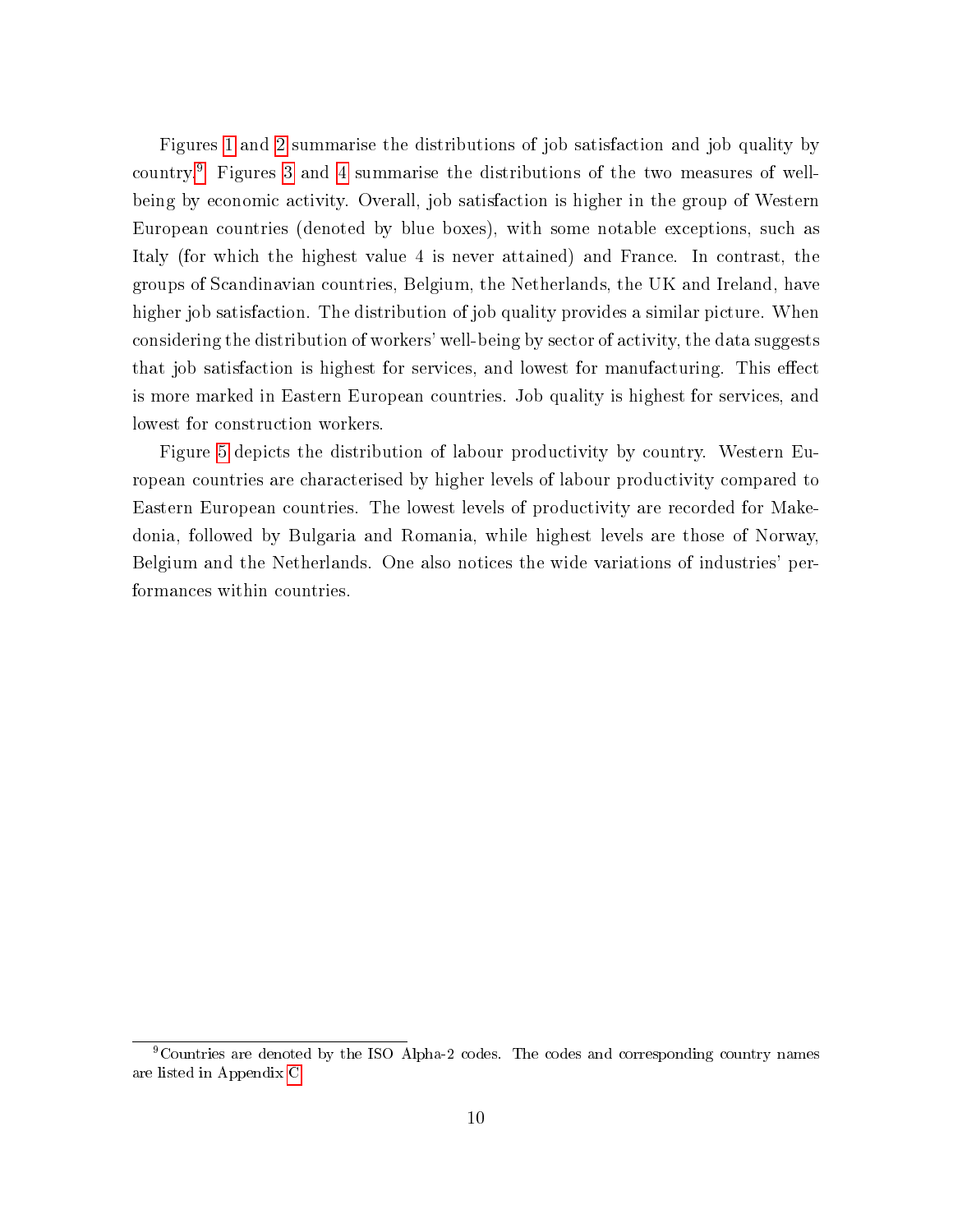Figures 1 and 2 summarise the distributions of job satisfaction and job quality by country.[9] Figures 3 and 4 summarise the distributions of the two measures of well-being by economic activity. Overall, job satisfaction is higher in the group of Western European countries (denoted by blue boxes), with some notable exceptions, such as Italy (for which the highest value 4 is never attained) and France. In contrast, the groups of Scandinavian countries, Belgium, the Netherlands, the UK and Ireland, have higher job satisfaction. The distribution of job quality provides a similar picture. When considering the distribution of workers' well-being by sector of activity, the data suggests that job satisfaction is highest for services, and lowest for manufacturing. This effect is more marked in Eastern European countries. Job quality is highest for services, and lowest for construction workers.

Figure 5 depicts the distribution of labour productivity by country. Western European countries are characterised by higher levels of labour productivity compared to Eastern European countries. The lowest levels of productivity are recorded for Makedonia, followed by Bulgaria and Romania, while highest levels are those of Norway, Belgium and the Netherlands. One also notices the wide variations of industries' performances within countries.

[9] Countries are denoted by the ISO Alpha-2 codes. The codes and corresponding country names are listed in Appendix C.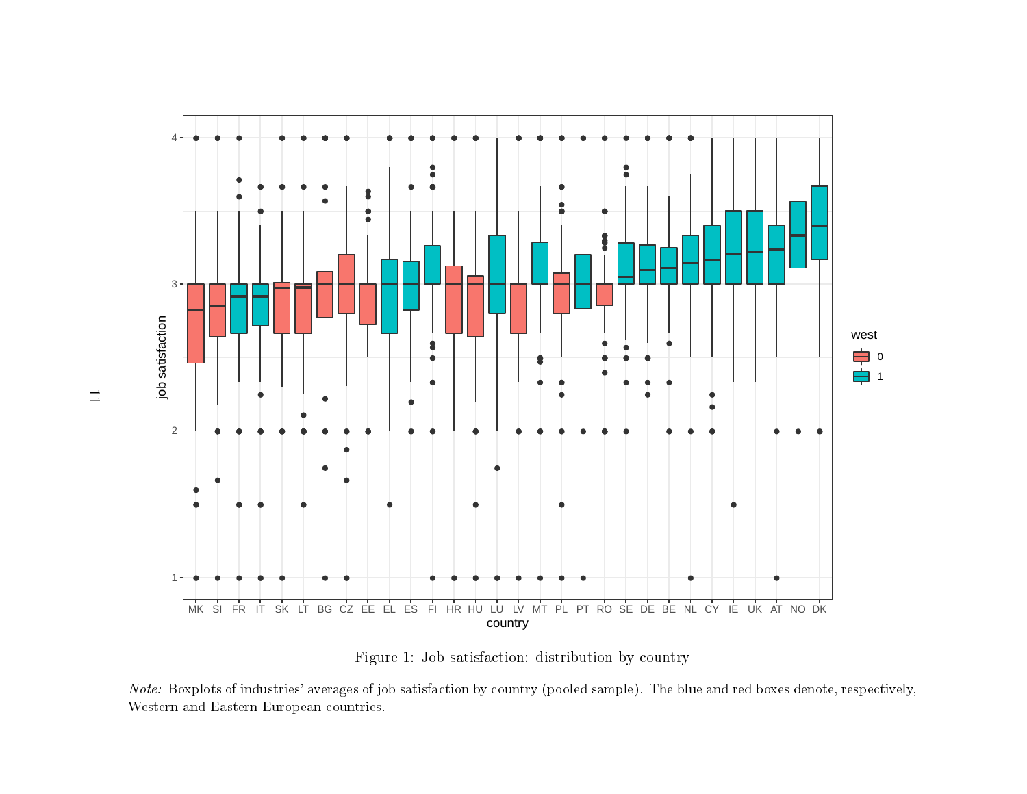Figure 1: Job satisfaction: distribution by country

*Note:* Boxplots of industries' averages of job satisfaction by country (pooled sample). The blue and red boxes denote, respectively, Western and Eastern European countries.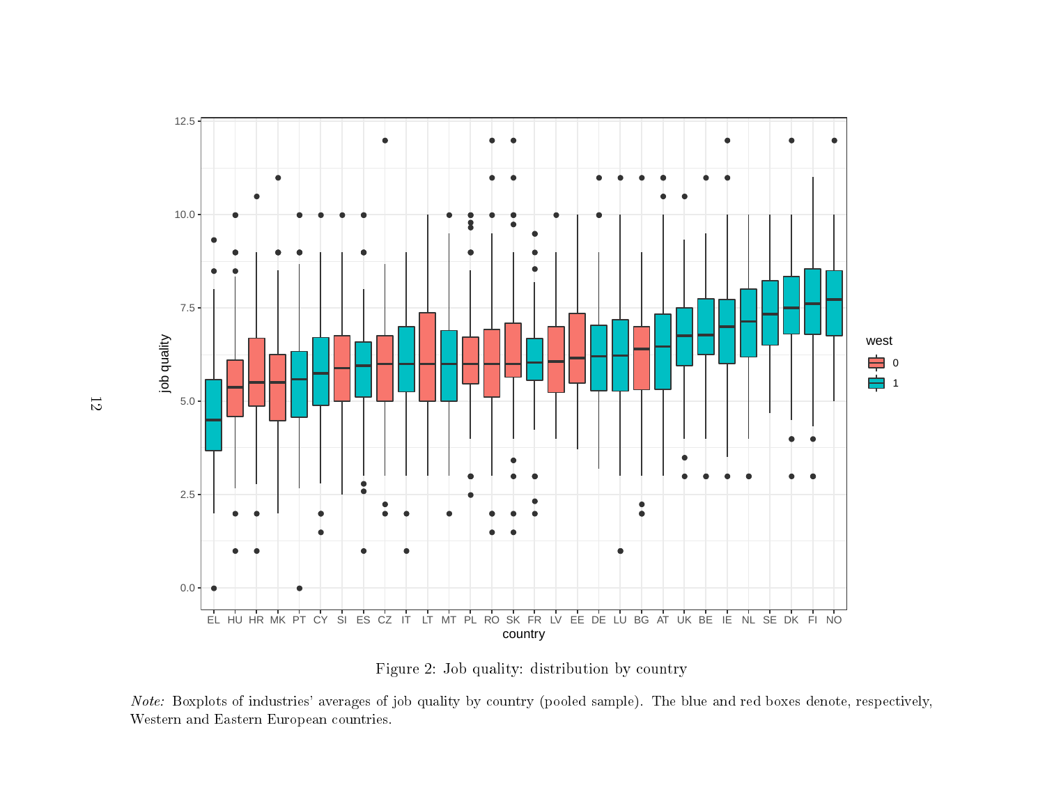Figure 2: Job quality: distribution by country

*Note:* Boxplots of industries' averages of job quality by country (pooled sample). The blue and red boxes denote, respectively, Western and Eastern European countries.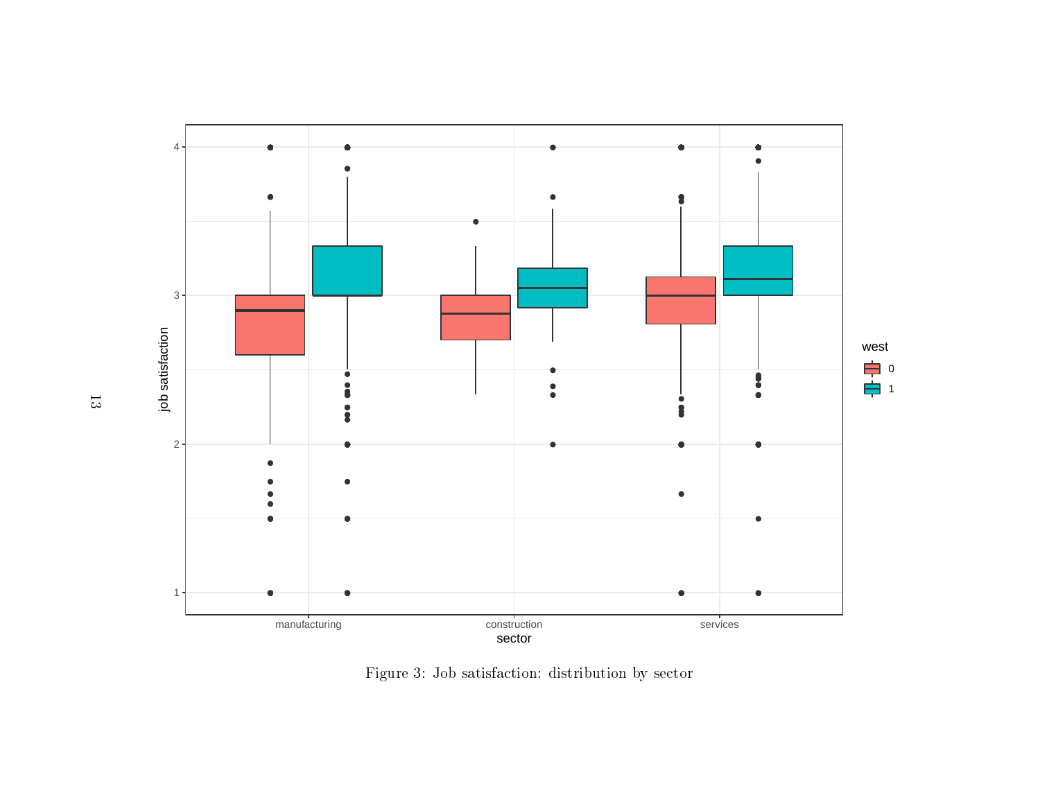Figure 3: Job satisfaction: distribution by sector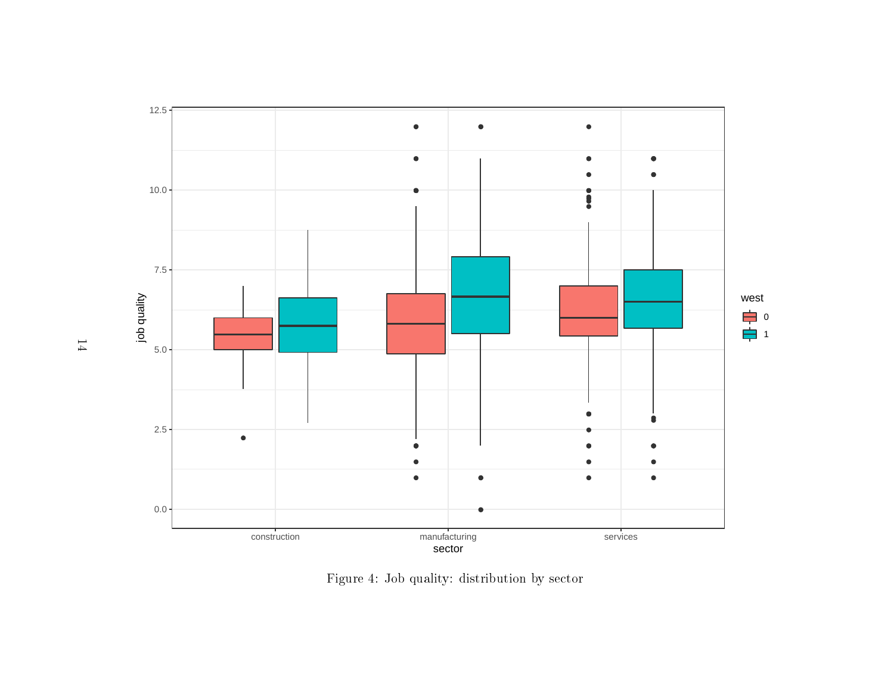Figure 4: Job quality: distribution by sector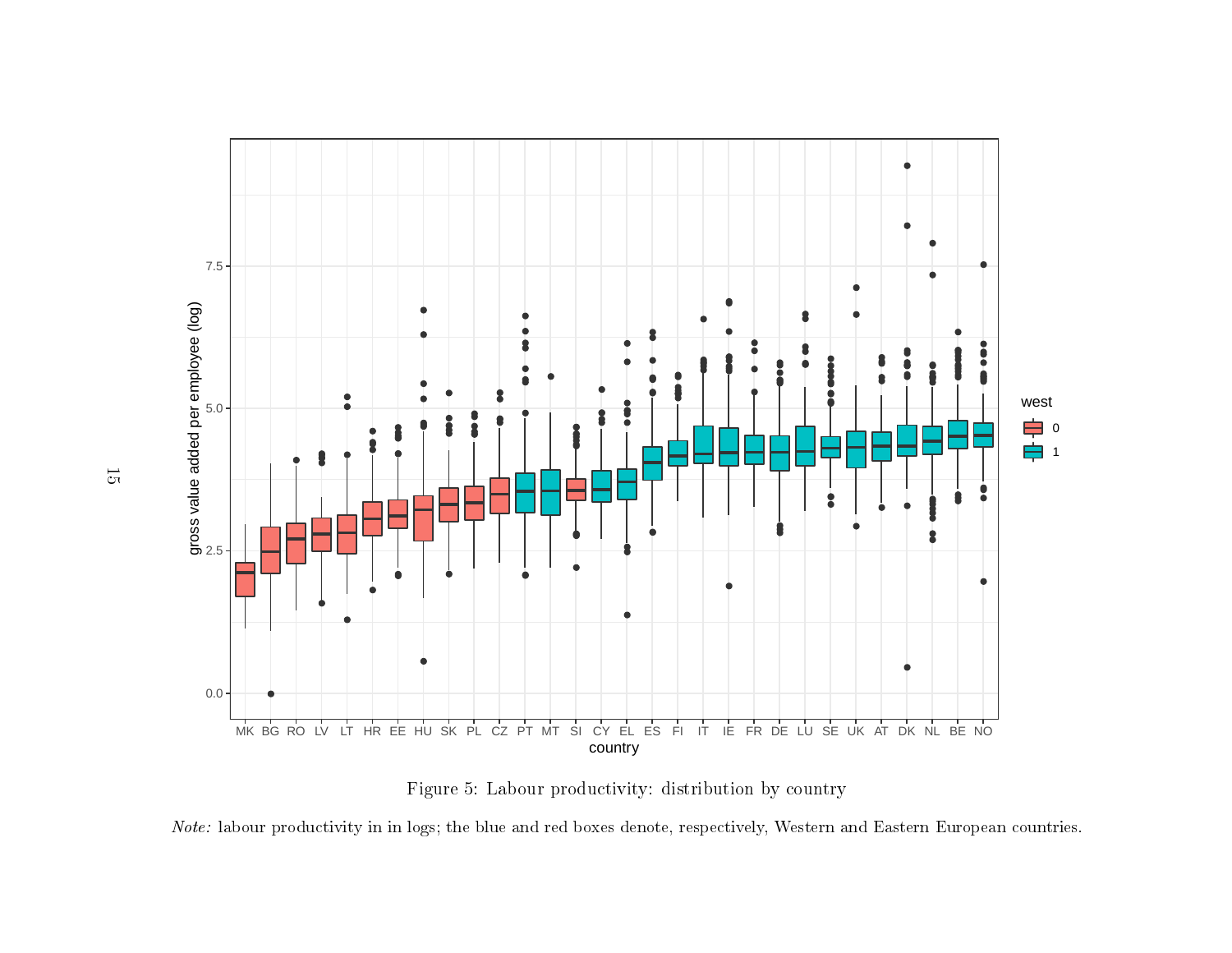Figure 5: Labour productivity: distribution by country

*Note:* labour productivity in in logs; the blue and red boxes denote, respectively, Western and Eastern European countries.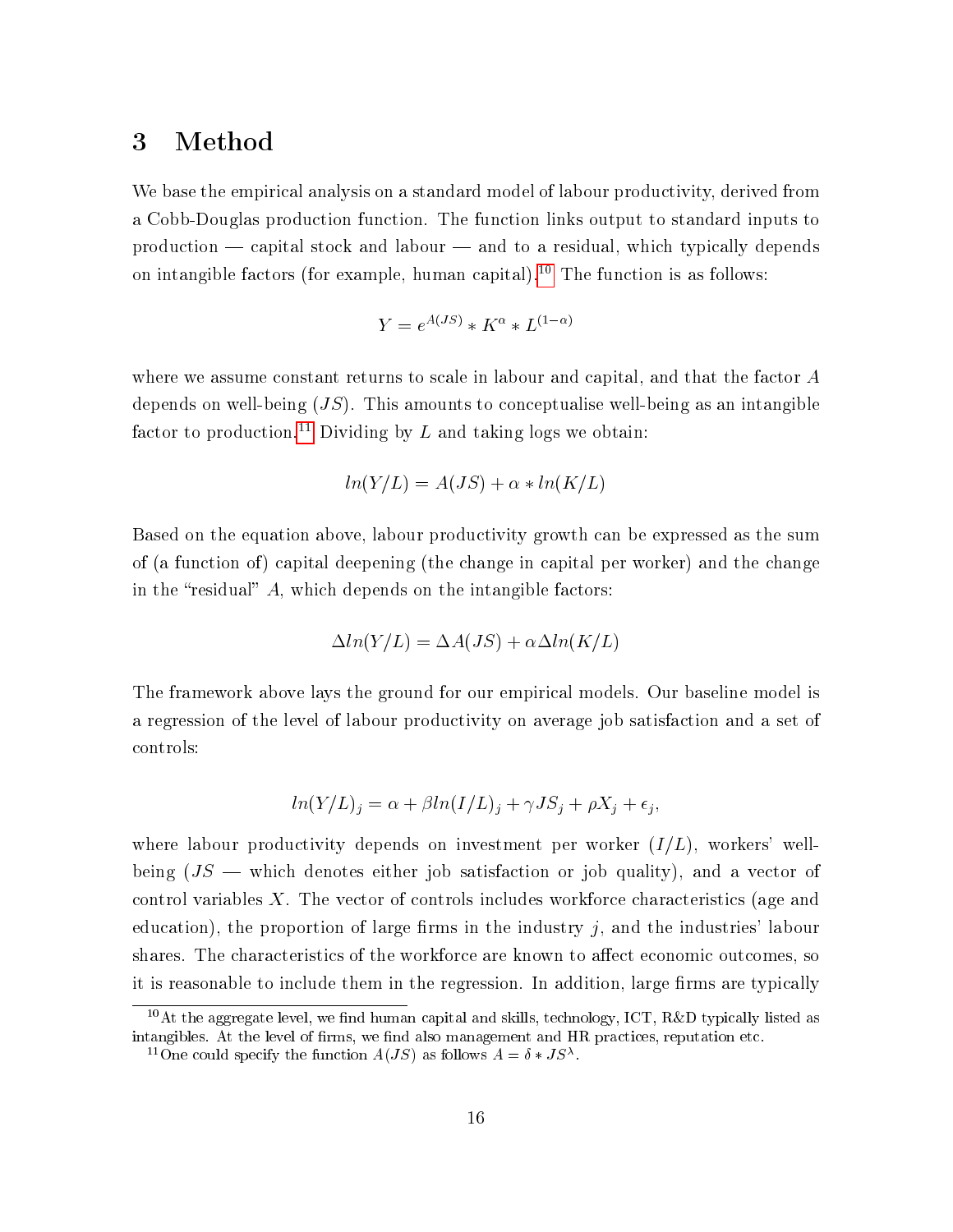# 3 Method

We base the empirical analysis on a standard model of labour productivity, derived from a Cobb-Douglas production function. The function links output to standard inputs to production — capital stock and labour — and to a residual, which typically depends on intangible factors (for example, human capital).[10] The function is as follows:

$$Y = e^{A(JS)} * K^{\alpha} * L^{(1-\alpha)}$$

where we assume constant returns to scale in labour and capital, and that the factor $A$ depends on well-being ($JS$). This amounts to conceptualise well-being as an intangible factor to production.[11] Dividing by $L$ and taking logs we obtain:

$$ln(Y/L) = A(JS) + \alpha * ln(K/L)$$

Based on the equation above, labour productivity growth can be expressed as the sum of (a function of) capital deepening (the change in capital per worker) and the change in the "residual" $A$, which depends on the intangible factors:

$$\Delta ln(Y/L) = \Delta A(JS) + \alpha \Delta ln(K/L)$$

The framework above lays the ground for our empirical models. Our baseline model is a regression of the level of labour productivity on average job satisfaction and a set of controls:

$$ln(Y/L)_j = \alpha + \beta ln(I/L)_j + \gamma JS_j + \rho X_j + \epsilon_j,$$

where labour productivity depends on investment per worker ($I/L$), workers' well-being ($JS$ — which denotes either job satisfaction or job quality), and a vector of control variables $X$. The vector of controls includes workforce characteristics (age and education), the proportion of large firms in the industry $j$, and the industries' labour shares. The characteristics of the workforce are known to affect economic outcomes, so it is reasonable to include them in the regression. In addition, large firms are typically

[10] At the aggregate level, we find human capital and skills, technology, ICT, R&D typically listed as intangibles. At the level of firms, we find also management and HR practices, reputation etc.

[11] One could specify the function $A(JS)$ as follows $A = \delta * JS^{\lambda}$.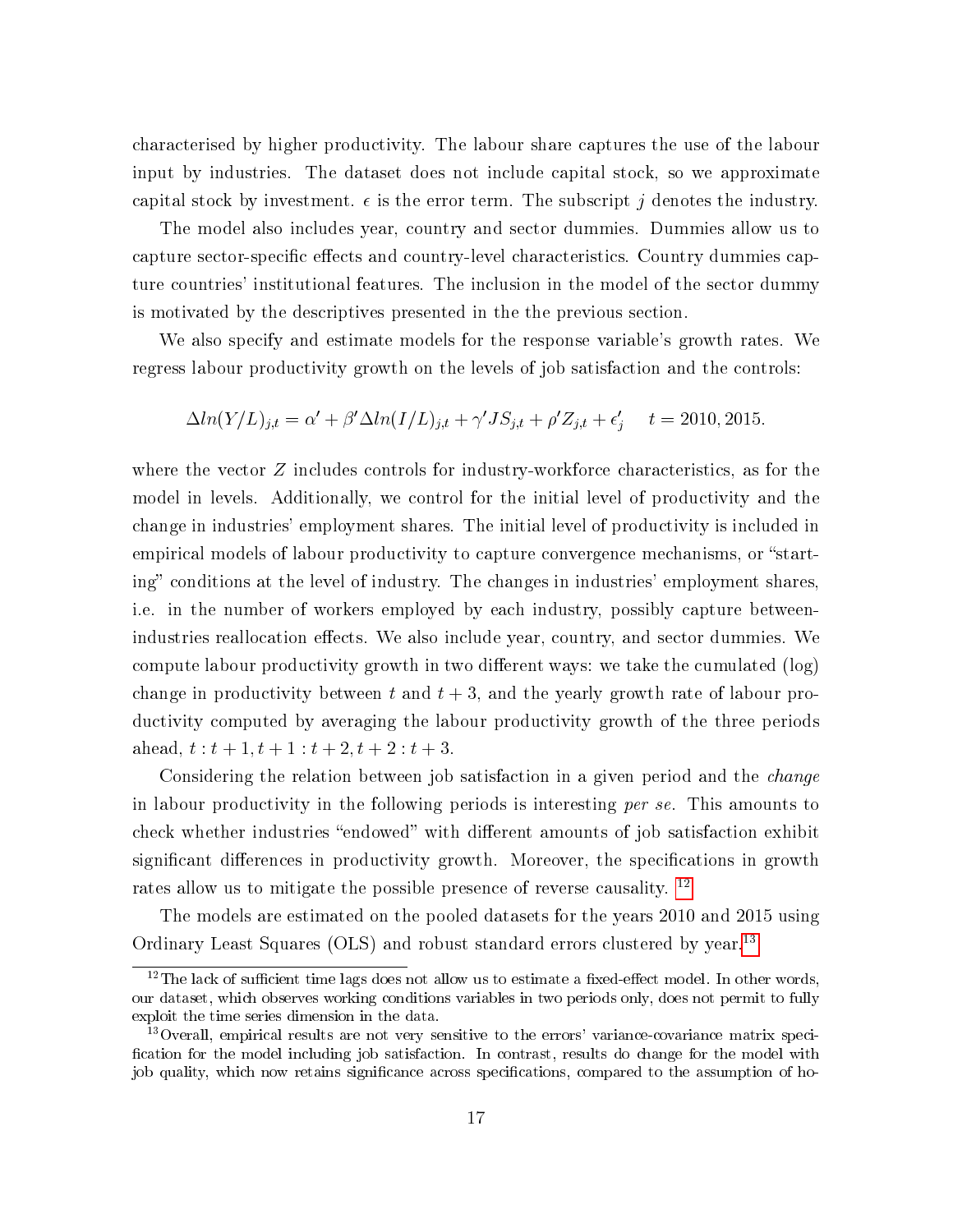characterised by higher productivity. The labour share captures the use of the labour input by industries. The dataset does not include capital stock, so we approximate capital stock by investment. $\epsilon$ is the error term. The subscript $j$ denotes the industry.

The model also includes year, country and sector dummies. Dummies allow us to capture sector-specific effects and country-level characteristics. Country dummies capture countries' institutional features. The inclusion in the model of the sector dummy is motivated by the descriptives presented in the the previous section.

We also specify and estimate models for the response variable's growth rates. We regress labour productivity growth on the levels of job satisfaction and the controls:

$$\Delta ln(Y/L)_{j,t} = \alpha' + \beta' \Delta ln(I/L)_{j,t} + \gamma' JS_{j,t} + \rho' Z_{j,t} + \epsilon'_j \quad t = 2010, 2015.$$

where the vector $Z$ includes controls for industry-workforce characteristics, as for the model in levels. Additionally, we control for the initial level of productivity and the change in industries' employment shares. The initial level of productivity is included in empirical models of labour productivity to capture convergence mechanisms, or "starting" conditions at the level of industry. The changes in industries' employment shares, i.e. in the number of workers employed by each industry, possibly capture between-industries reallocation effects. We also include year, country, and sector dummies. We compute labour productivity growth in two different ways: we take the cumulated (log) change in productivity between $t$ and $t+3$, and the yearly growth rate of labour productivity computed by averaging the labour productivity growth of the three periods ahead, $t : t+1, t+1 : t+2, t+2 : t+3$.

Considering the relation between job satisfaction in a given period and the *change* in labour productivity in the following periods is interesting *per se*. This amounts to check whether industries "endowed" with different amounts of job satisfaction exhibit significant differences in productivity growth. Moreover, the specifications in growth rates allow us to mitigate the possible presence of reverse causality. [12]

The models are estimated on the pooled datasets for the years 2010 and 2015 using Ordinary Least Squares (OLS) and robust standard errors clustered by year.[13]

---

[12] The lack of sufficient time lags does not allow us to estimate a fixed-effect model. In other words, our dataset, which observes working conditions variables in two periods only, does not permit to fully exploit the time series dimension in the data.

[13] Overall, empirical results are not very sensitive to the errors' variance-covariance matrix specification for the model including job satisfaction. In contrast, results do change for the model with job quality, which now retains significance across specifications, compared to the assumption of ho-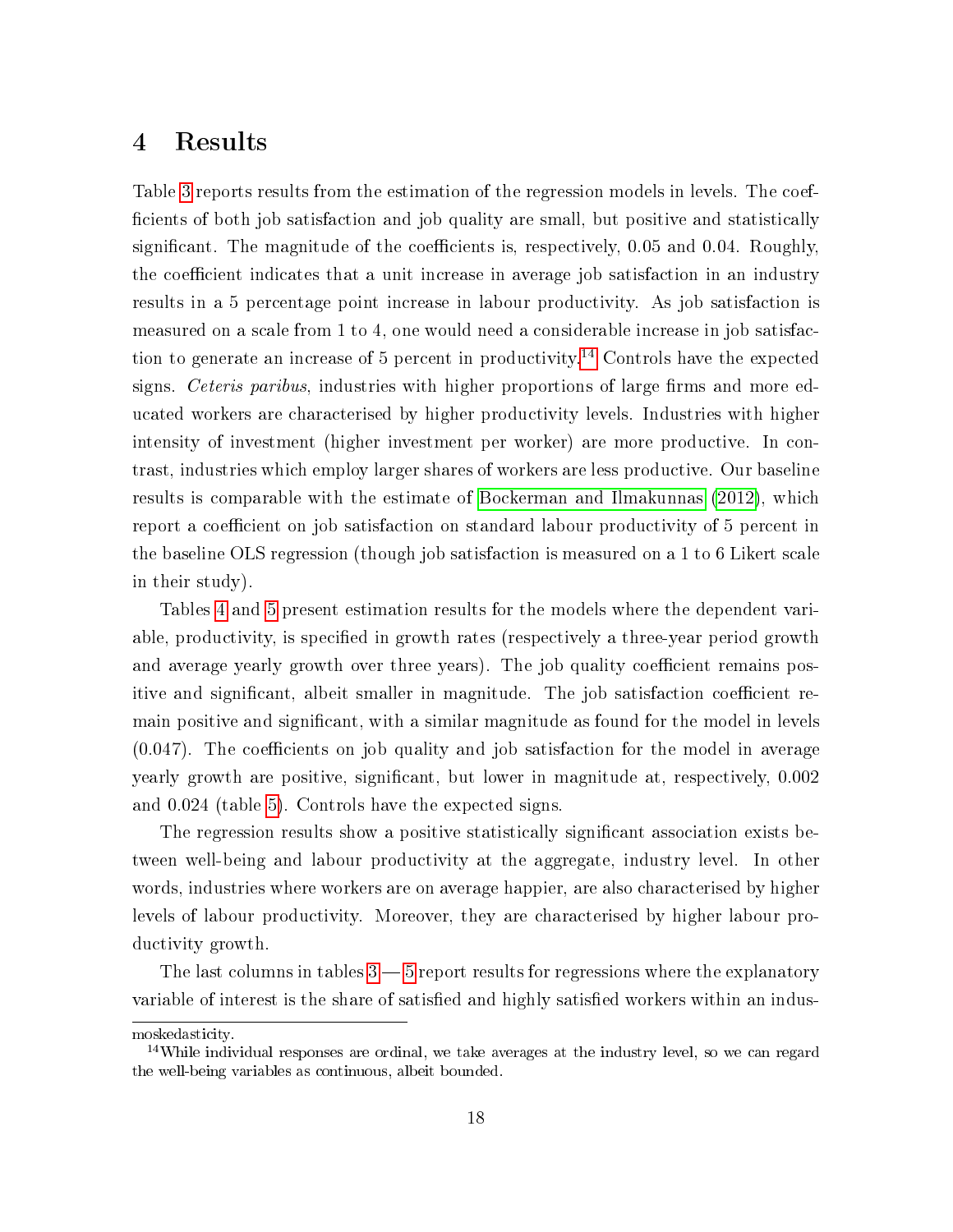# 4 Results

Table 3 reports results from the estimation of the regression models in levels. The coefficients of both job satisfaction and job quality are small, but positive and statistically significant. The magnitude of the coefficients is, respectively, 0.05 and 0.04. Roughly, the coefficient indicates that a unit increase in average job satisfaction in an industry results in a 5 percentage point increase in labour productivity. As job satisfaction is measured on a scale from 1 to 4, one would need a considerable increase in job satisfaction to generate an increase of 5 percent in productivity.[14] Controls have the expected signs. *Ceteris paribus*, industries with higher proportions of large firms and more educated workers are characterised by higher productivity levels. Industries with higher intensity of investment (higher investment per worker) are more productive. In contrast, industries which employ larger shares of workers are less productive. Our baseline results is comparable with the estimate of Bockerman and Ilmakunnas (2012), which report a coefficient on job satisfaction on standard labour productivity of 5 percent in the baseline OLS regression (though job satisfaction is measured on a 1 to 6 Likert scale in their study).

Tables 4 and 5 present estimation results for the models where the dependent variable, productivity, is specified in growth rates (respectively a three-year period growth and average yearly growth over three years). The job quality coefficient remains positive and significant, albeit smaller in magnitude. The job satisfaction coefficient remain positive and significant, with a similar magnitude as found for the model in levels (0.047). The coefficients on job quality and job satisfaction for the model in average yearly growth are positive, significant, but lower in magnitude at, respectively, 0.002 and 0.024 (table 5). Controls have the expected signs.

The regression results show a positive statistically significant association exists between well-being and labour productivity at the aggregate, industry level. In other words, industries where workers are on average happier, are also characterised by higher levels of labour productivity. Moreover, they are characterised by higher labour productivity growth.

The last columns in tables 3—5 report results for regressions where the explanatory variable of interest is the share of satisfied and highly satisfied workers within an indus-

moskedasticity.

[14] While individual responses are ordinal, we take averages at the industry level, so we can regard the well-being variables as continuous, albeit bounded.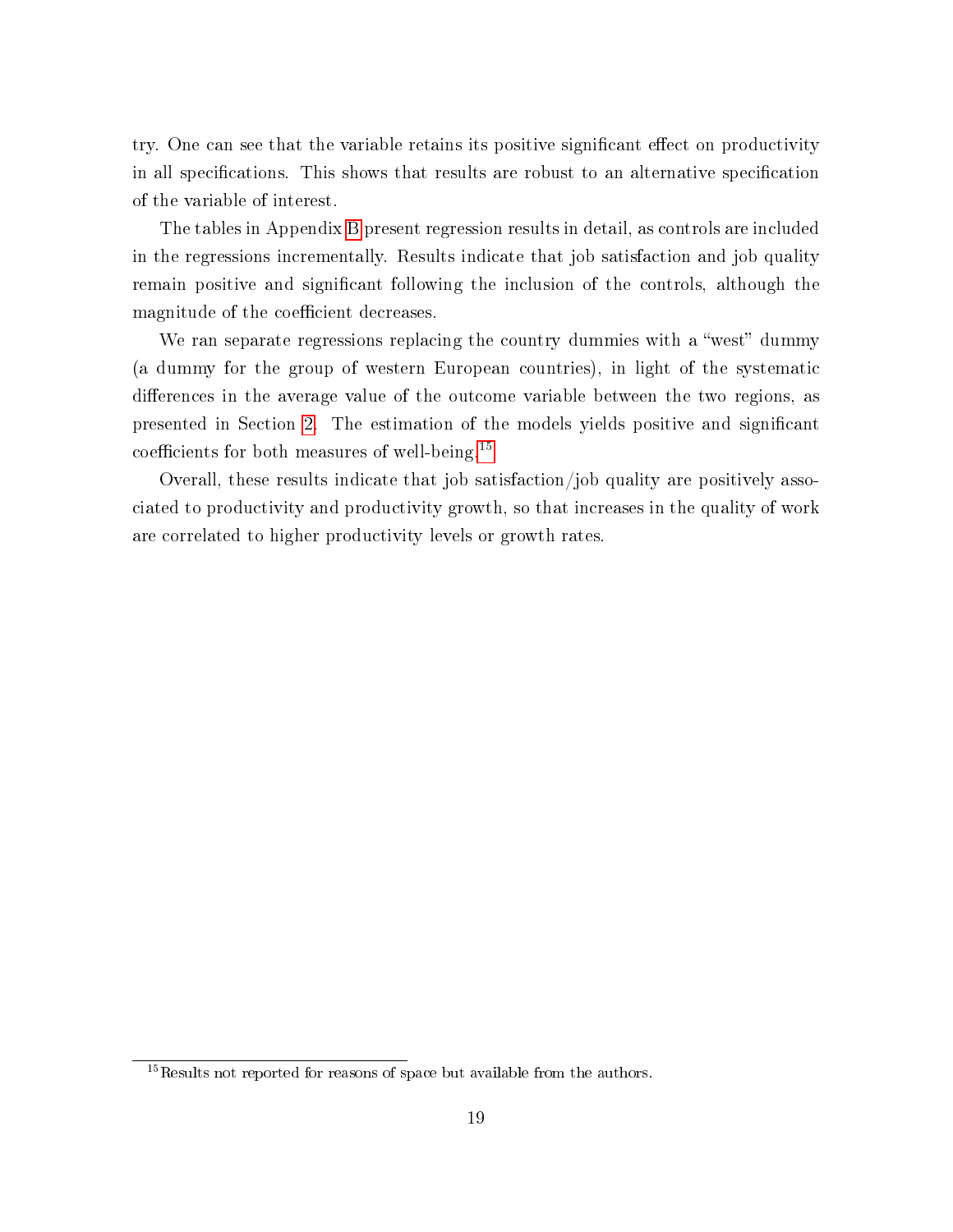try. One can see that the variable retains its positive significant effect on productivity in all specifications. This shows that results are robust to an alternative specification of the variable of interest.

The tables in Appendix B present regression results in detail, as controls are included in the regressions incrementally. Results indicate that job satisfaction and job quality remain positive and significant following the inclusion of the controls, although the magnitude of the coefficient decreases.

We ran separate regressions replacing the country dummies with a "west" dummy (a dummy for the group of western European countries), in light of the systematic differences in the average value of the outcome variable between the two regions, as presented in Section 2. The estimation of the models yields positive and significant coefficients for both measures of well-being.[15]

Overall, these results indicate that job satisfaction/job quality are positively associated to productivity and productivity growth, so that increases in the quality of work are correlated to higher productivity levels or growth rates.

[15] Results not reported for reasons of space but available from the authors.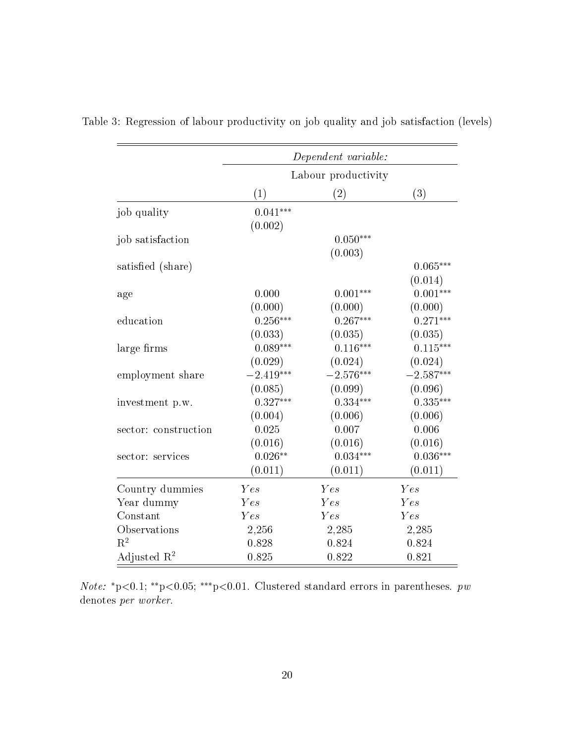Table 3: Regression of labour productivity on job quality and job satisfaction (levels)

| | *Dependent variable:* | | |
|---|---|---|---|
| | Labour productivity | | |
| | (1) | (2) | (3) |
| job quality | 0.041*** | | |
| | (0.002) | | |
| job satisfaction | | 0.050*** | |
| | | (0.003) | |
| satisfied (share) | | | 0.065*** |
| | | | (0.014) |
| age | 0.000 | 0.001*** | 0.001*** |
| | (0.000) | (0.000) | (0.000) |
| education | 0.256*** | 0.267*** | 0.271*** |
| | (0.033) | (0.035) | (0.035) |
| large firms | 0.089*** | 0.116*** | 0.115*** |
| | (0.029) | (0.024) | (0.024) |
| employment share | −2.419*** | −2.576*** | −2.587*** |
| | (0.085) | (0.099) | (0.096) |
| investment p.w. | 0.327*** | 0.334*** | 0.335*** |
| | (0.004) | (0.006) | (0.006) |
| sector: construction | 0.025 | 0.007 | 0.006 |
| | (0.016) | (0.016) | (0.016) |
| sector: services | 0.026** | 0.034*** | 0.036*** |
| | (0.011) | (0.011) | (0.011) |
| Country dummies | *Yes* | *Yes* | *Yes* |
| Year dummy | *Yes* | *Yes* | *Yes* |
| Constant | *Yes* | *Yes* | *Yes* |
| Observations | 2,256 | 2,285 | 2,285 |
| $R^2$ | 0.828 | 0.824 | 0.824 |
| Adjusted $R^2$ | 0.825 | 0.822 | 0.821 |

*Note:* *p<0.1; **p<0.05; ***p<0.01. Clustered standard errors in parentheses. *pw* denotes *per worker*.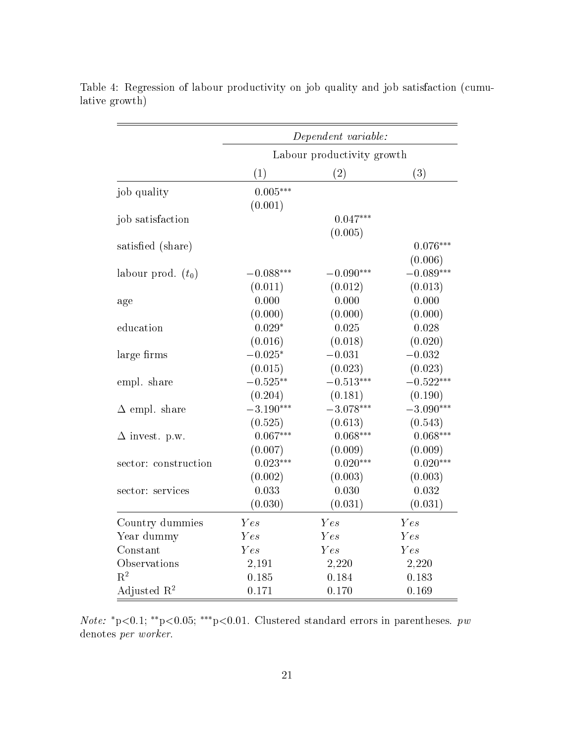Table 4: Regression of labour productivity on job quality and job satisfaction (cumulative growth)

| | *Dependent variable:* | | |
|---|---|---|---|
| | Labour productivity growth | | |
| | (1) | (2) | (3) |
| job quality | 0.005*** | | |
| | (0.001) | | |
| job satisfaction | | 0.047*** | |
| | | (0.005) | |
| satisfied (share) | | | 0.076*** |
| | | | (0.006) |
| labour prod. ($t_0$) | −0.088*** | −0.090*** | −0.089*** |
| | (0.011) | (0.012) | (0.013) |
| age | 0.000 | 0.000 | 0.000 |
| | (0.000) | (0.000) | (0.000) |
| education | 0.029* | 0.025 | 0.028 |
| | (0.016) | (0.018) | (0.020) |
| large firms | −0.025* | −0.031 | −0.032 |
| | (0.015) | (0.023) | (0.023) |
| empl. share | −0.525** | −0.513*** | −0.522*** |
| | (0.204) | (0.181) | (0.190) |
| $\Delta$ empl. share | −3.190*** | −3.078*** | −3.090*** |
| | (0.525) | (0.613) | (0.543) |
| $\Delta$ invest. p.w. | 0.067*** | 0.068*** | 0.068*** |
| | (0.007) | (0.009) | (0.009) |
| sector: construction | 0.023*** | 0.020*** | 0.020*** |
| | (0.002) | (0.003) | (0.003) |
| sector: services | 0.033 | 0.030 | 0.032 |
| | (0.030) | (0.031) | (0.031) |
| Country dummies | *Yes* | *Yes* | *Yes* |
| Year dummy | *Yes* | *Yes* | *Yes* |
| Constant | *Yes* | *Yes* | *Yes* |
| Observations | 2,191 | 2,220 | 2,220 |
| $R^2$ | 0.185 | 0.184 | 0.183 |
| Adjusted $R^2$ | 0.171 | 0.170 | 0.169 |

*Note:* *p<0.1; **p<0.05; ***p<0.01. Clustered standard errors in parentheses. *pw* denotes *per worker*.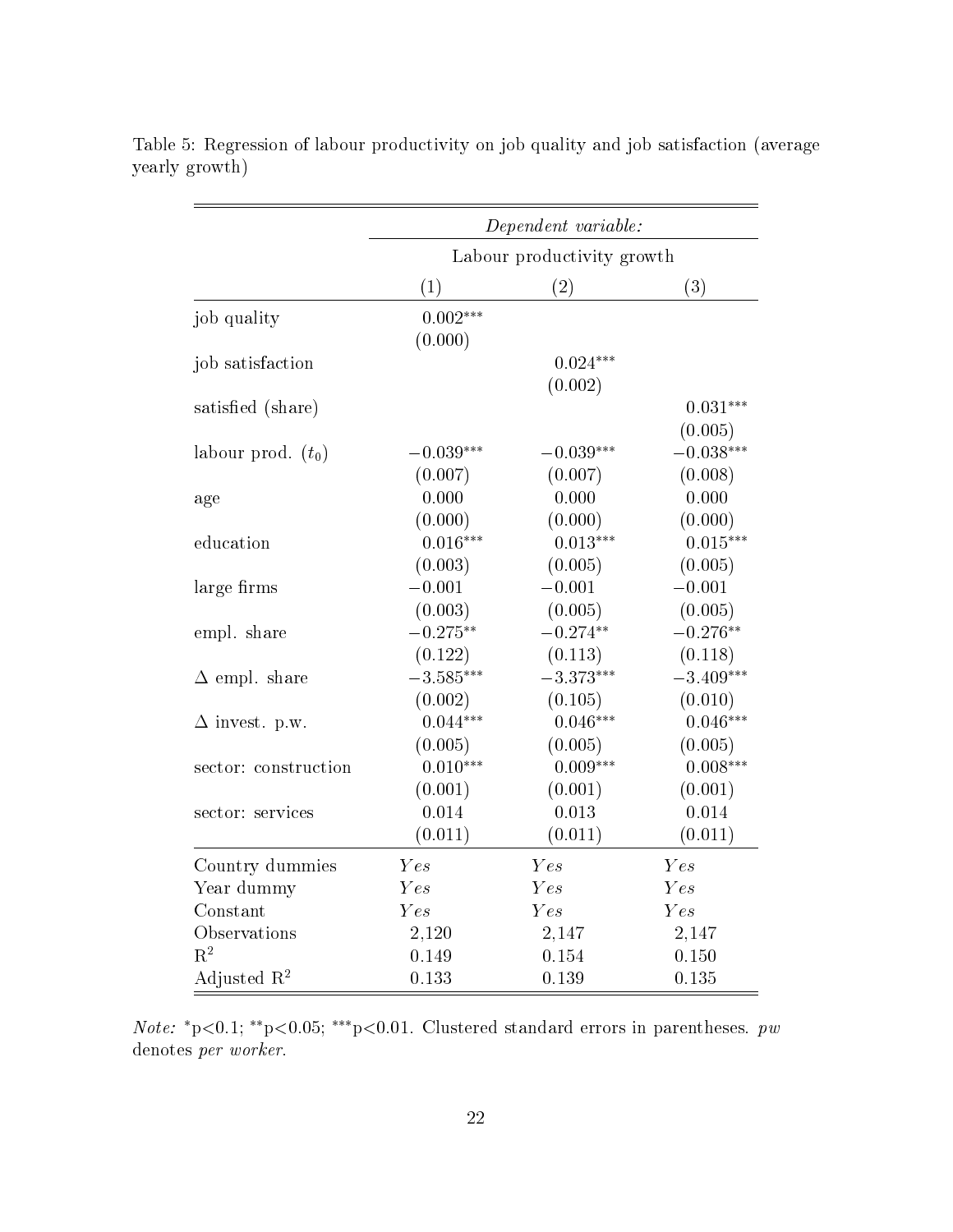Table 5: Regression of labour productivity on job quality and job satisfaction (average yearly growth)

| | *Dependent variable:* | | |
|---|---|---|---|
| | Labour productivity growth | | |
| | (1) | (2) | (3) |
| job quality | 0.002*** | | |
| | (0.000) | | |
| job satisfaction | | 0.024*** | |
| | | (0.002) | |
| satisfied (share) | | | 0.031*** |
| | | | (0.005) |
| labour prod. ($t_0$) | −0.039*** | −0.039*** | −0.038*** |
| | (0.007) | (0.007) | (0.008) |
| age | 0.000 | 0.000 | 0.000 |
| | (0.000) | (0.000) | (0.000) |
| education | 0.016*** | 0.013*** | 0.015*** |
| | (0.003) | (0.005) | (0.005) |
| large firms | −0.001 | −0.001 | −0.001 |
| | (0.003) | (0.005) | (0.005) |
| empl. share | −0.275** | −0.274** | −0.276** |
| | (0.122) | (0.113) | (0.118) |
| Δ empl. share | −3.585*** | −3.373*** | −3.409*** |
| | (0.002) | (0.105) | (0.010) |
| Δ invest. p.w. | 0.044*** | 0.046*** | 0.046*** |
| | (0.005) | (0.005) | (0.005) |
| sector: construction | 0.010*** | 0.009*** | 0.008*** |
| | (0.001) | (0.001) | (0.001) |
| sector: services | 0.014 | 0.013 | 0.014 |
| | (0.011) | (0.011) | (0.011) |
| Country dummies | *Yes* | *Yes* | *Yes* |
| Year dummy | *Yes* | *Yes* | *Yes* |
| Constant | *Yes* | *Yes* | *Yes* |
| Observations | 2,120 | 2,147 | 2,147 |
| $R^2$ | 0.149 | 0.154 | 0.150 |
| Adjusted $R^2$ | 0.133 | 0.139 | 0.135 |

*Note:* *p<0.1; **p<0.05; ***p<0.01. Clustered standard errors in parentheses. *pw* denotes *per worker*.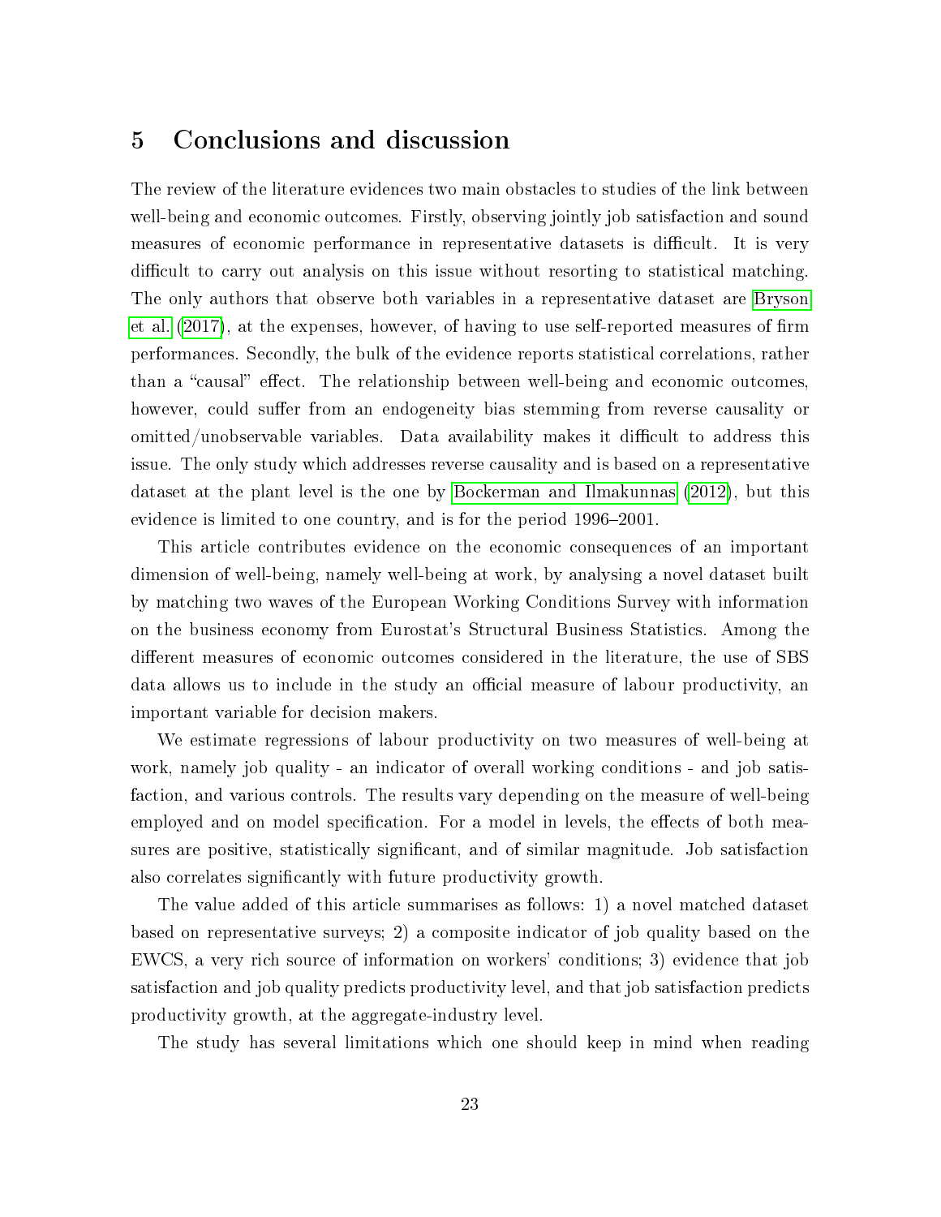# 5 Conclusions and discussion

The review of the literature evidences two main obstacles to studies of the link between well-being and economic outcomes. Firstly, observing jointly job satisfaction and sound measures of economic performance in representative datasets is difficult. It is very difficult to carry out analysis on this issue without resorting to statistical matching. The only authors that observe both variables in a representative dataset are Bryson et al. (2017), at the expenses, however, of having to use self-reported measures of firm performances. Secondly, the bulk of the evidence reports statistical correlations, rather than a "causal" effect. The relationship between well-being and economic outcomes, however, could suffer from an endogeneity bias stemming from reverse causality or omitted/unobservable variables. Data availability makes it difficult to address this issue. The only study which addresses reverse causality and is based on a representative dataset at the plant level is the one by Bockerman and Ilmakunnas (2012), but this evidence is limited to one country, and is for the period 1996–2001.

This article contributes evidence on the economic consequences of an important dimension of well-being, namely well-being at work, by analysing a novel dataset built by matching two waves of the European Working Conditions Survey with information on the business economy from Eurostat's Structural Business Statistics. Among the different measures of economic outcomes considered in the literature, the use of SBS data allows us to include in the study an official measure of labour productivity, an important variable for decision makers.

We estimate regressions of labour productivity on two measures of well-being at work, namely job quality - an indicator of overall working conditions - and job satisfaction, and various controls. The results vary depending on the measure of well-being employed and on model specification. For a model in levels, the effects of both measures are positive, statistically significant, and of similar magnitude. Job satisfaction also correlates significantly with future productivity growth.

The value added of this article summarises as follows: 1) a novel matched dataset based on representative surveys; 2) a composite indicator of job quality based on the EWCS, a very rich source of information on workers' conditions; 3) evidence that job satisfaction and job quality predicts productivity level, and that job satisfaction predicts productivity growth, at the aggregate-industry level.

The study has several limitations which one should keep in mind when reading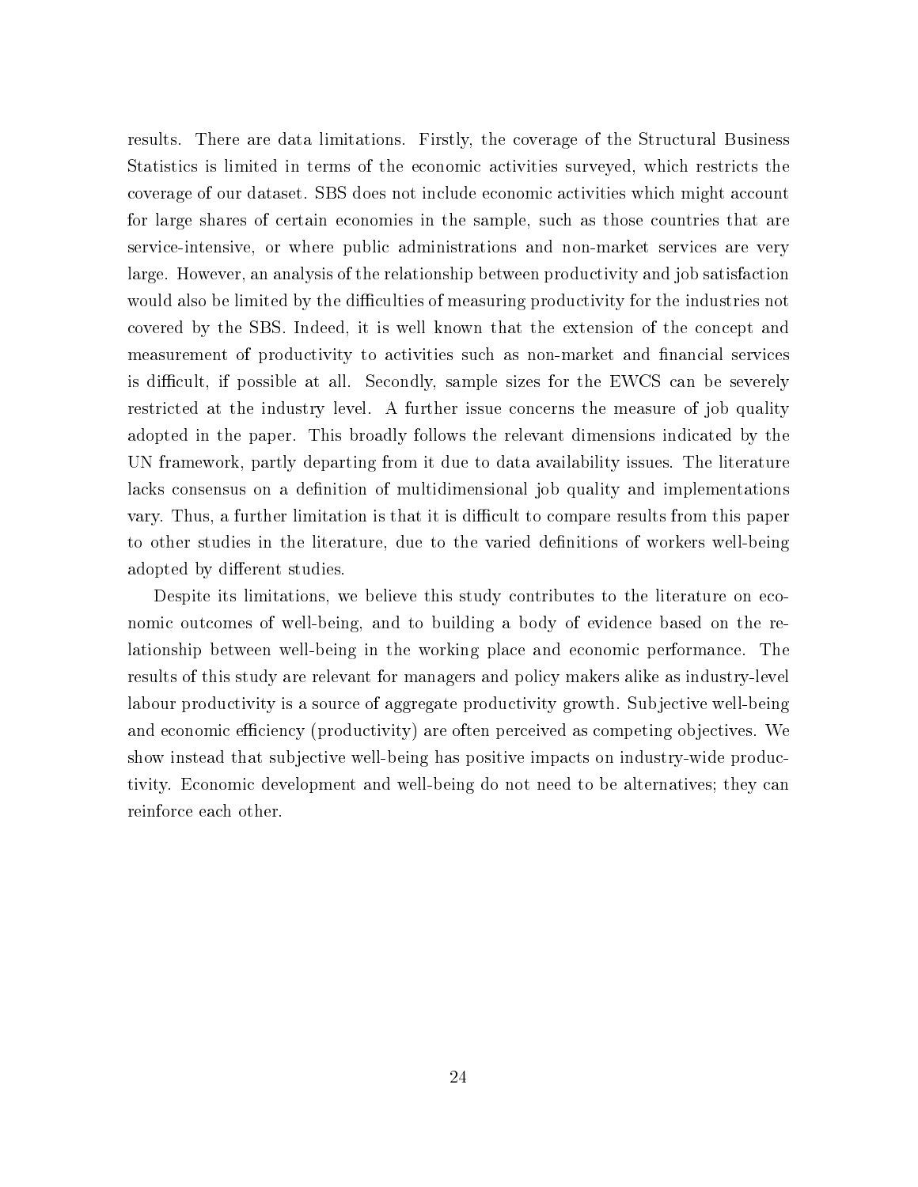results. There are data limitations. Firstly, the coverage of the Structural Business Statistics is limited in terms of the economic activities surveyed, which restricts the coverage of our dataset. SBS does not include economic activities which might account for large shares of certain economies in the sample, such as those countries that are service-intensive, or where public administrations and non-market services are very large. However, an analysis of the relationship between productivity and job satisfaction would also be limited by the difficulties of measuring productivity for the industries not covered by the SBS. Indeed, it is well known that the extension of the concept and measurement of productivity to activities such as non-market and financial services is difficult, if possible at all. Secondly, sample sizes for the EWCS can be severely restricted at the industry level. A further issue concerns the measure of job quality adopted in the paper. This broadly follows the relevant dimensions indicated by the UN framework, partly departing from it due to data availability issues. The literature lacks consensus on a definition of multidimensional job quality and implementations vary. Thus, a further limitation is that it is difficult to compare results from this paper to other studies in the literature, due to the varied definitions of workers well-being adopted by different studies.

Despite its limitations, we believe this study contributes to the literature on economic outcomes of well-being, and to building a body of evidence based on the relationship between well-being in the working place and economic performance. The results of this study are relevant for managers and policy makers alike as industry-level labour productivity is a source of aggregate productivity growth. Subjective well-being and economic efficiency (productivity) are often perceived as competing objectives. We show instead that subjective well-being has positive impacts on industry-wide productivity. Economic development and well-being do not need to be alternatives; they can reinforce each other.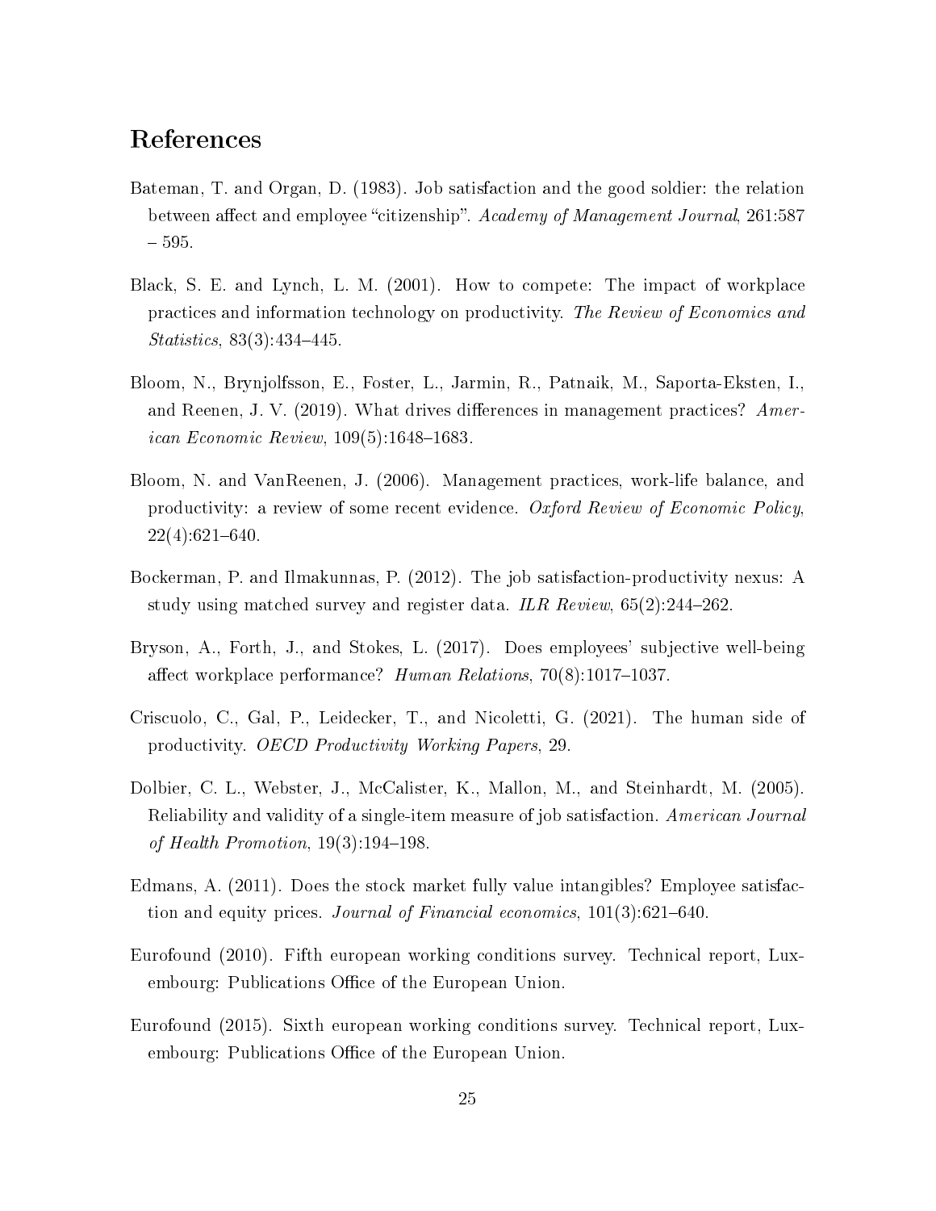# References

Bateman, T. and Organ, D. (1983). Job satisfaction and the good soldier: the relation between affect and employee "citizenship". *Academy of Management Journal*, 261:587 – 595.

Black, S. E. and Lynch, L. M. (2001). How to compete: The impact of workplace practices and information technology on productivity. *The Review of Economics and Statistics*, 83(3):434–445.

Bloom, N., Brynjolfsson, E., Foster, L., Jarmin, R., Patnaik, M., Saporta-Eksten, I., and Reenen, J. V. (2019). What drives differences in management practices? *American Economic Review*, 109(5):1648–1683.

Bloom, N. and VanReenen, J. (2006). Management practices, work-life balance, and productivity: a review of some recent evidence. *Oxford Review of Economic Policy*, 22(4):621–640.

Bockerman, P. and Ilmakunnas, P. (2012). The job satisfaction-productivity nexus: A study using matched survey and register data. *ILR Review*, 65(2):244–262.

Bryson, A., Forth, J., and Stokes, L. (2017). Does employees' subjective well-being affect workplace performance? *Human Relations*, 70(8):1017–1037.

Criscuolo, C., Gal, P., Leidecker, T., and Nicoletti, G. (2021). The human side of productivity. *OECD Productivity Working Papers*, 29.

Dolbier, C. L., Webster, J., McCalister, K., Mallon, M., and Steinhardt, M. (2005). Reliability and validity of a single-item measure of job satisfaction. *American Journal of Health Promotion*, 19(3):194–198.

Edmans, A. (2011). Does the stock market fully value intangibles? Employee satisfaction and equity prices. *Journal of Financial economics*, 101(3):621–640.

Eurofound (2010). Fifth european working conditions survey. Technical report, Luxembourg: Publications Office of the European Union.

Eurofound (2015). Sixth european working conditions survey. Technical report, Luxembourg: Publications Office of the European Union.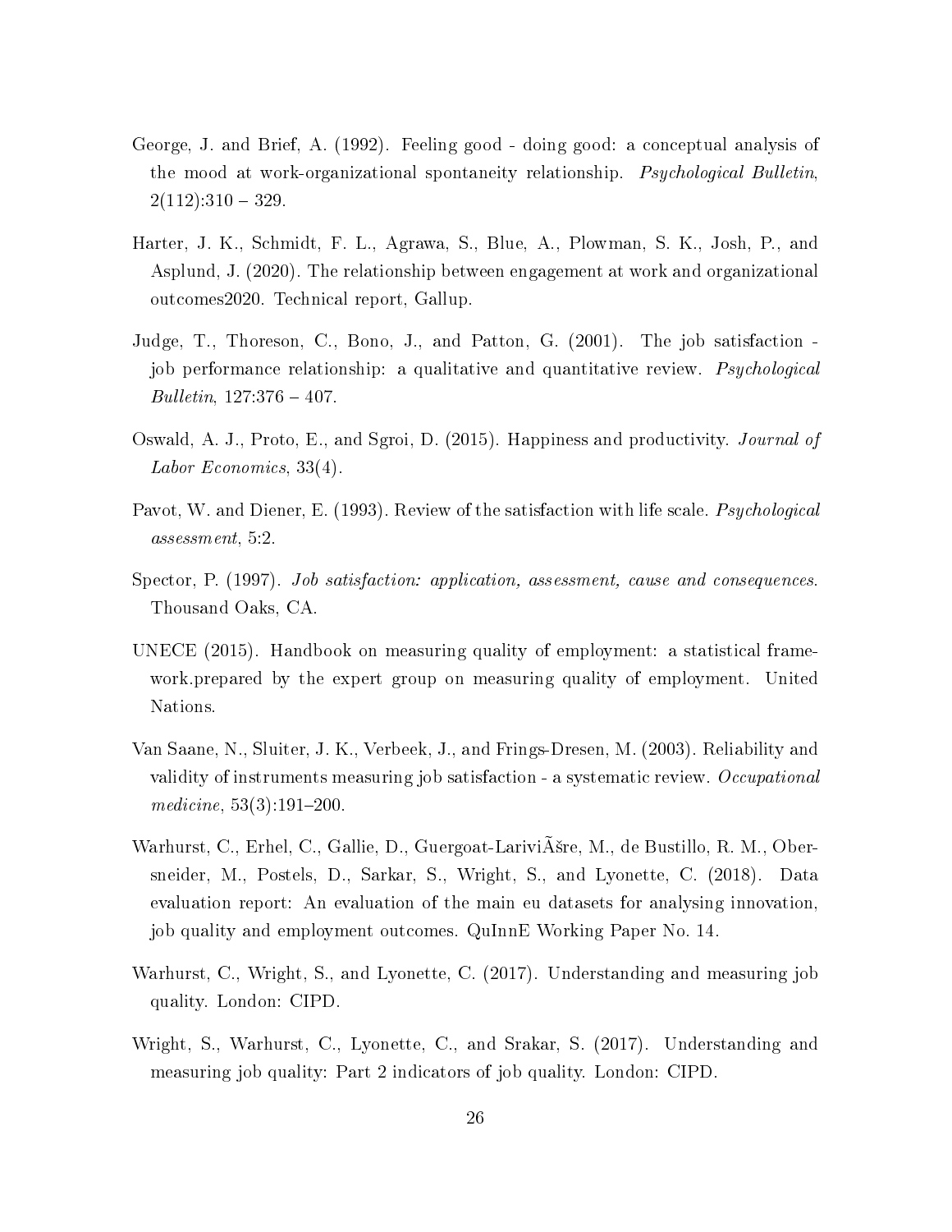George, J. and Brief, A. (1992). Feeling good - doing good: a conceptual analysis of the mood at work-organizational spontaneity relationship. *Psychological Bulletin*, 2(112):310 – 329.

Harter, J. K., Schmidt, F. L., Agrawa, S., Blue, A., Plowman, S. K., Josh, P., and Asplund, J. (2020). The relationship between engagement at work and organizational outcomes2020. Technical report, Gallup.

Judge, T., Thoreson, C., Bono, J., and Patton, G. (2001). The job satisfaction - job performance relationship: a qualitative and quantitative review. *Psychological Bulletin*, 127:376 – 407.

Oswald, A. J., Proto, E., and Sgroi, D. (2015). Happiness and productivity. *Journal of Labor Economics*, 33(4).

Pavot, W. and Diener, E. (1993). Review of the satisfaction with life scale. *Psychological assessment*, 5:2.

Spector, P. (1997). *Job satisfaction: application, assessment, cause and consequences*. Thousand Oaks, CA.

UNECE (2015). Handbook on measuring quality of employment: a statistical framework.prepared by the expert group on measuring quality of employment. United Nations.

Van Saane, N., Sluiter, J. K., Verbeek, J., and Frings-Dresen, M. (2003). Reliability and validity of instruments measuring job satisfaction - a systematic review. *Occupational medicine*, 53(3):191–200.

Warhurst, C., Erhel, C., Gallie, D., Guergoat-LariviÃšre, M., de Bustillo, R. M., Obersneider, M., Postels, D., Sarkar, S., Wright, S., and Lyonette, C. (2018). Data evaluation report: An evaluation of the main eu datasets for analysing innovation, job quality and employment outcomes. QuInnE Working Paper No. 14.

Warhurst, C., Wright, S., and Lyonette, C. (2017). Understanding and measuring job quality. London: CIPD.

Wright, S., Warhurst, C., Lyonette, C., and Srakar, S. (2017). Understanding and measuring job quality: Part 2 indicators of job quality. London: CIPD.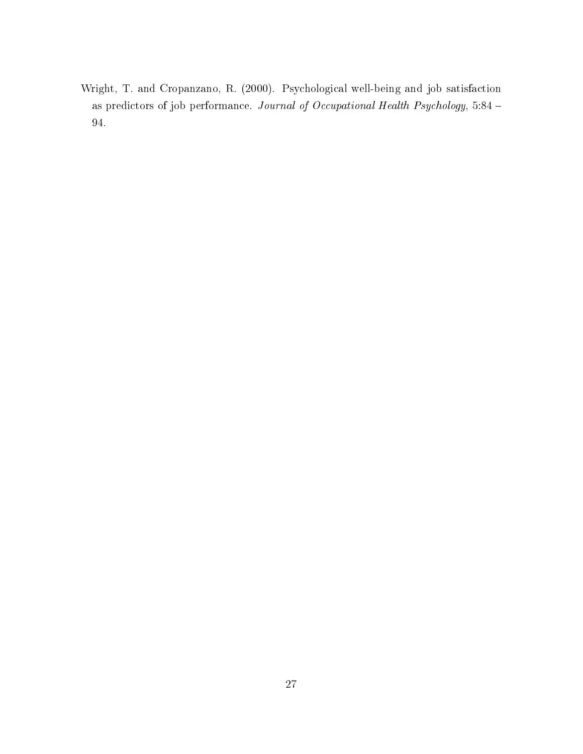Wright, T. and Cropanzano, R. (2000). Psychological well-being and job satisfaction as predictors of job performance. *Journal of Occupational Health Psychology*, 5:84 – 94.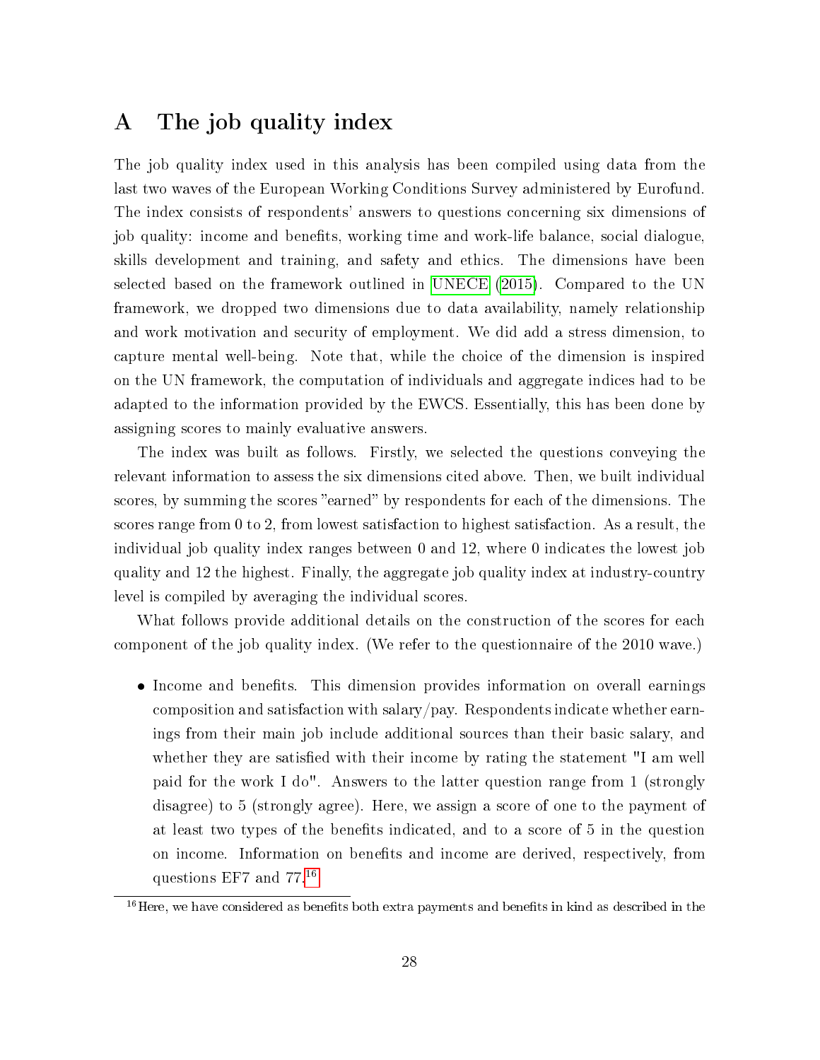# A The job quality index

The job quality index used in this analysis has been compiled using data from the last two waves of the European Working Conditions Survey administered by Eurofund. The index consists of respondents' answers to questions concerning six dimensions of job quality: income and benefits, working time and work-life balance, social dialogue, skills development and training, and safety and ethics. The dimensions have been selected based on the framework outlined in UNECE (2015). Compared to the UN framework, we dropped two dimensions due to data availability, namely relationship and work motivation and security of employment. We did add a stress dimension, to capture mental well-being. Note that, while the choice of the dimension is inspired on the UN framework, the computation of individuals and aggregate indices had to be adapted to the information provided by the EWCS. Essentially, this has been done by assigning scores to mainly evaluative answers.

The index was built as follows. Firstly, we selected the questions conveying the relevant information to assess the six dimensions cited above. Then, we built individual scores, by summing the scores "earned" by respondents for each of the dimensions. The scores range from 0 to 2, from lowest satisfaction to highest satisfaction. As a result, the individual job quality index ranges between 0 and 12, where 0 indicates the lowest job quality and 12 the highest. Finally, the aggregate job quality index at industry-country level is compiled by averaging the individual scores.

What follows provide additional details on the construction of the scores for each component of the job quality index. (We refer to the questionnaire of the 2010 wave.)

- Income and benefits. This dimension provides information on overall earnings composition and satisfaction with salary/pay. Respondents indicate whether earnings from their main job include additional sources than their basic salary, and whether they are satisfied with their income by rating the statement "I am well paid for the work I do". Answers to the latter question range from 1 (strongly disagree) to 5 (strongly agree). Here, we assign a score of one to the payment of at least two types of the benefits indicated, and to a score of 5 in the question on income. Information on benefits and income are derived, respectively, from questions EF7 and 77.[16]

[16] Here, we have considered as benefits both extra payments and benefits in kind as described in the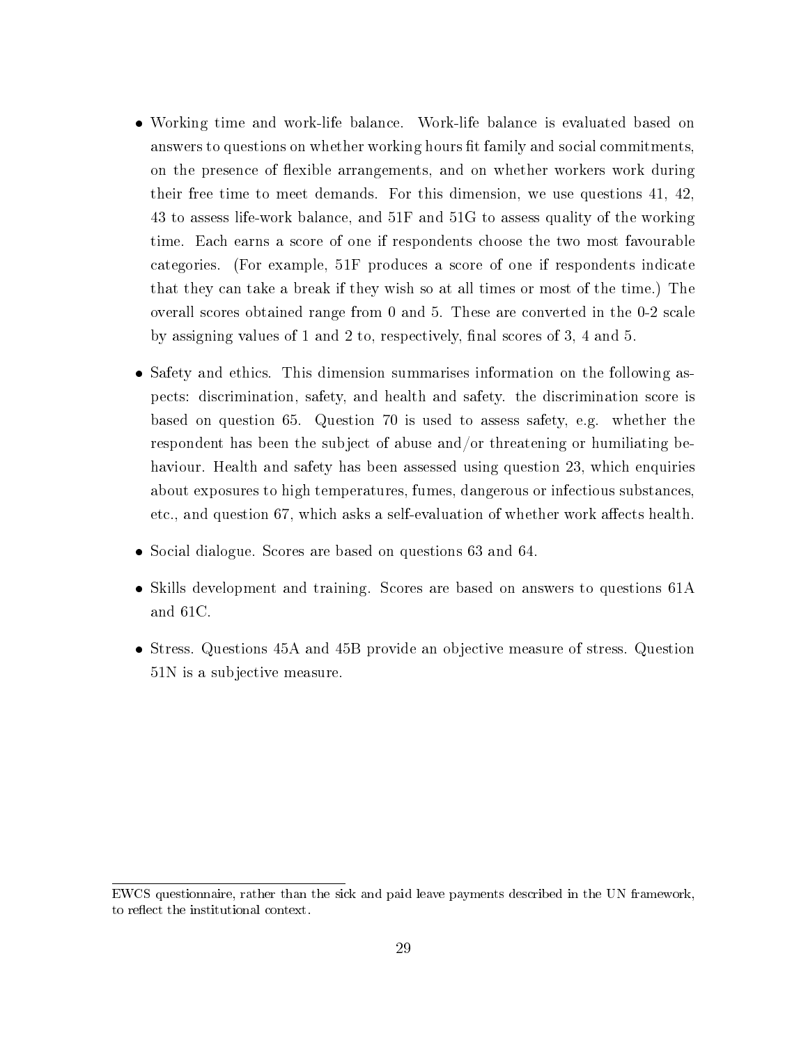- Working time and work-life balance. Work-life balance is evaluated based on answers to questions on whether working hours fit family and social commitments, on the presence of flexible arrangements, and on whether workers work during their free time to meet demands. For this dimension, we use questions 41, 42, 43 to assess life-work balance, and 51F and 51G to assess quality of the working time. Each earns a score of one if respondents choose the two most favourable categories. (For example, 51F produces a score of one if respondents indicate that they can take a break if they wish so at all times or most of the time.) The overall scores obtained range from 0 and 5. These are converted in the 0-2 scale by assigning values of 1 and 2 to, respectively, final scores of 3, 4 and 5.

- Safety and ethics. This dimension summarises information on the following aspects: discrimination, safety, and health and safety. the discrimination score is based on question 65. Question 70 is used to assess safety, e.g. whether the respondent has been the subject of abuse and/or threatening or humiliating behaviour. Health and safety has been assessed using question 23, which enquiries about exposures to high temperatures, fumes, dangerous or infectious substances, etc., and question 67, which asks a self-evaluation of whether work affects health.

- Social dialogue. Scores are based on questions 63 and 64.

- Skills development and training. Scores are based on answers to questions 61A and 61C.

- Stress. Questions 45A and 45B provide an objective measure of stress. Question 51N is a subjective measure.

EWCS questionnaire, rather than the sick and paid leave payments described in the UN framework, to reflect the institutional context.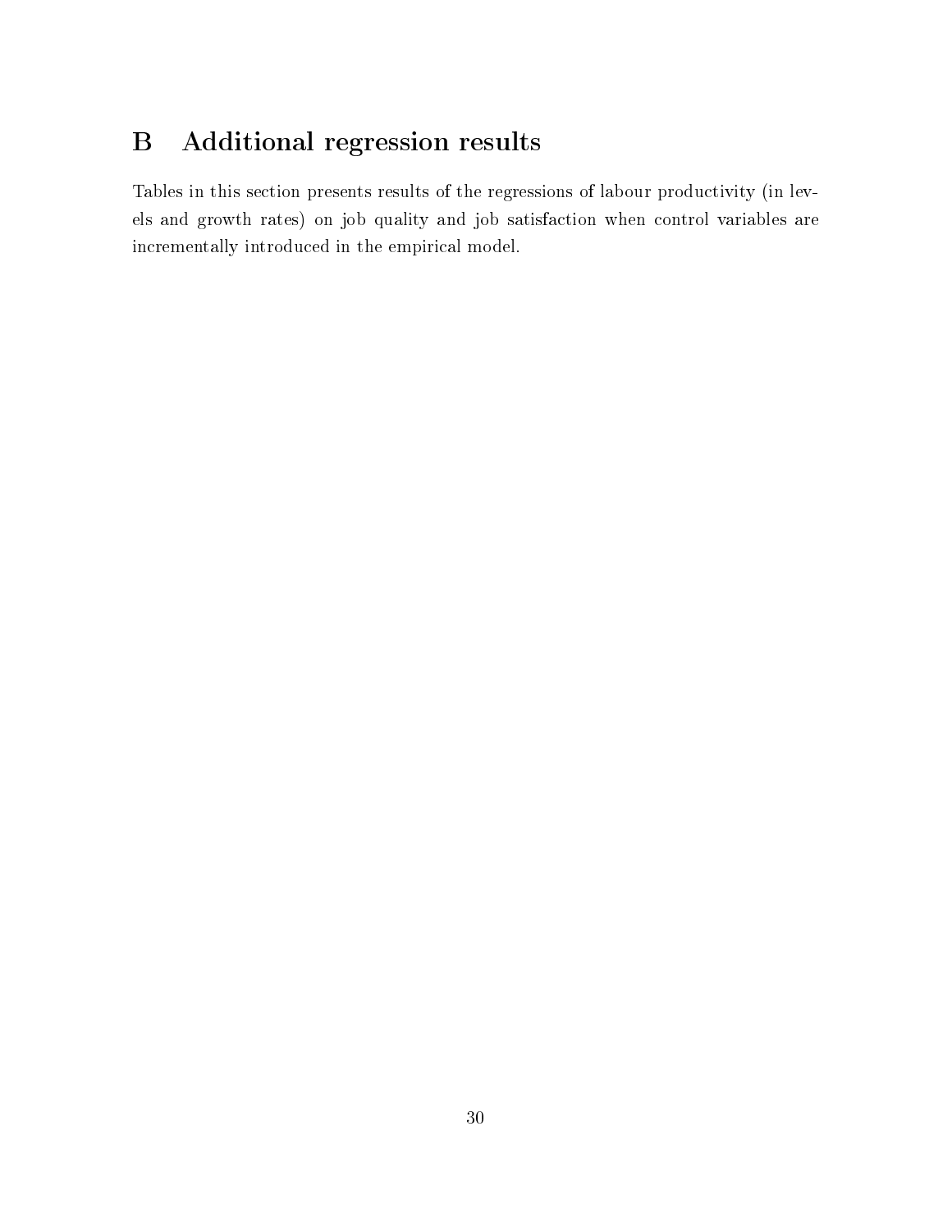# B Additional regression results

Tables in this section presents results of the regressions of labour productivity (in levels and growth rates) on job quality and job satisfaction when control variables are incrementally introduced in the empirical model.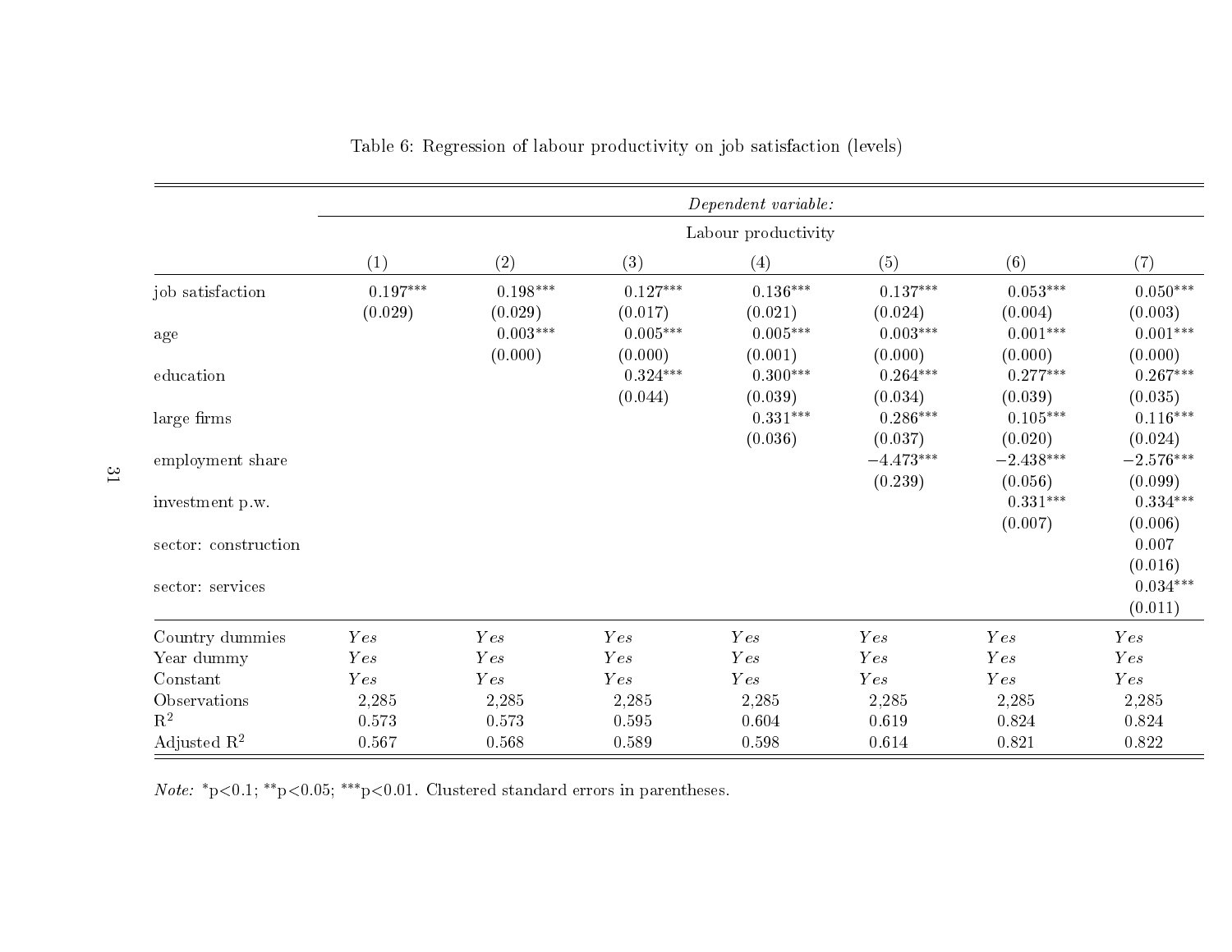Table 6: Regression of labour productivity on job satisfaction (levels)

| | *Dependent variable:* | | | | | | |
|---|---|---|---|---|---|---|---|
| | Labour productivity | | | | | | |
| | (1) | (2) | (3) | (4) | (5) | (6) | (7) |
| job satisfaction | 0.197*** | 0.198*** | 0.127*** | 0.136*** | 0.137*** | 0.053*** | 0.050*** |
| | (0.029) | (0.029) | (0.017) | (0.021) | (0.024) | (0.004) | (0.003) |
| age | | 0.003*** | 0.005*** | 0.005*** | 0.003*** | 0.001*** | 0.001*** |
| | | (0.000) | (0.000) | (0.001) | (0.000) | (0.000) | (0.000) |
| education | | | 0.324*** | 0.300*** | 0.264*** | 0.277*** | 0.267*** |
| | | | (0.044) | (0.039) | (0.034) | (0.039) | (0.035) |
| large firms | | | | 0.331*** | 0.286*** | 0.105*** | 0.116*** |
| | | | | (0.036) | (0.037) | (0.020) | (0.024) |
| employment share | | | | | −4.473*** | −2.438*** | −2.576*** |
| | | | | | (0.239) | (0.056) | (0.099) |
| investment p.w. | | | | | | 0.331*** | 0.334*** |
| | | | | | | (0.007) | (0.006) |
| sector: construction | | | | | | | 0.007 |
| | | | | | | | (0.016) |
| sector: services | | | | | | | 0.034*** |
| | | | | | | | (0.011) |
| Country dummies | *Yes* | *Yes* | *Yes* | *Yes* | *Yes* | *Yes* | *Yes* |
| Year dummy | *Yes* | *Yes* | *Yes* | *Yes* | *Yes* | *Yes* | *Yes* |
| Constant | *Yes* | *Yes* | *Yes* | *Yes* | *Yes* | *Yes* | *Yes* |
| Observations | 2,285 | 2,285 | 2,285 | 2,285 | 2,285 | 2,285 | 2,285 |
| $R^2$ | 0.573 | 0.573 | 0.595 | 0.604 | 0.619 | 0.824 | 0.824 |
| Adjusted $R^2$ | 0.567 | 0.568 | 0.589 | 0.598 | 0.614 | 0.821 | 0.822 |

*Note:* *p<0.1; **p<0.05; ***p<0.01. Clustered standard errors in parentheses.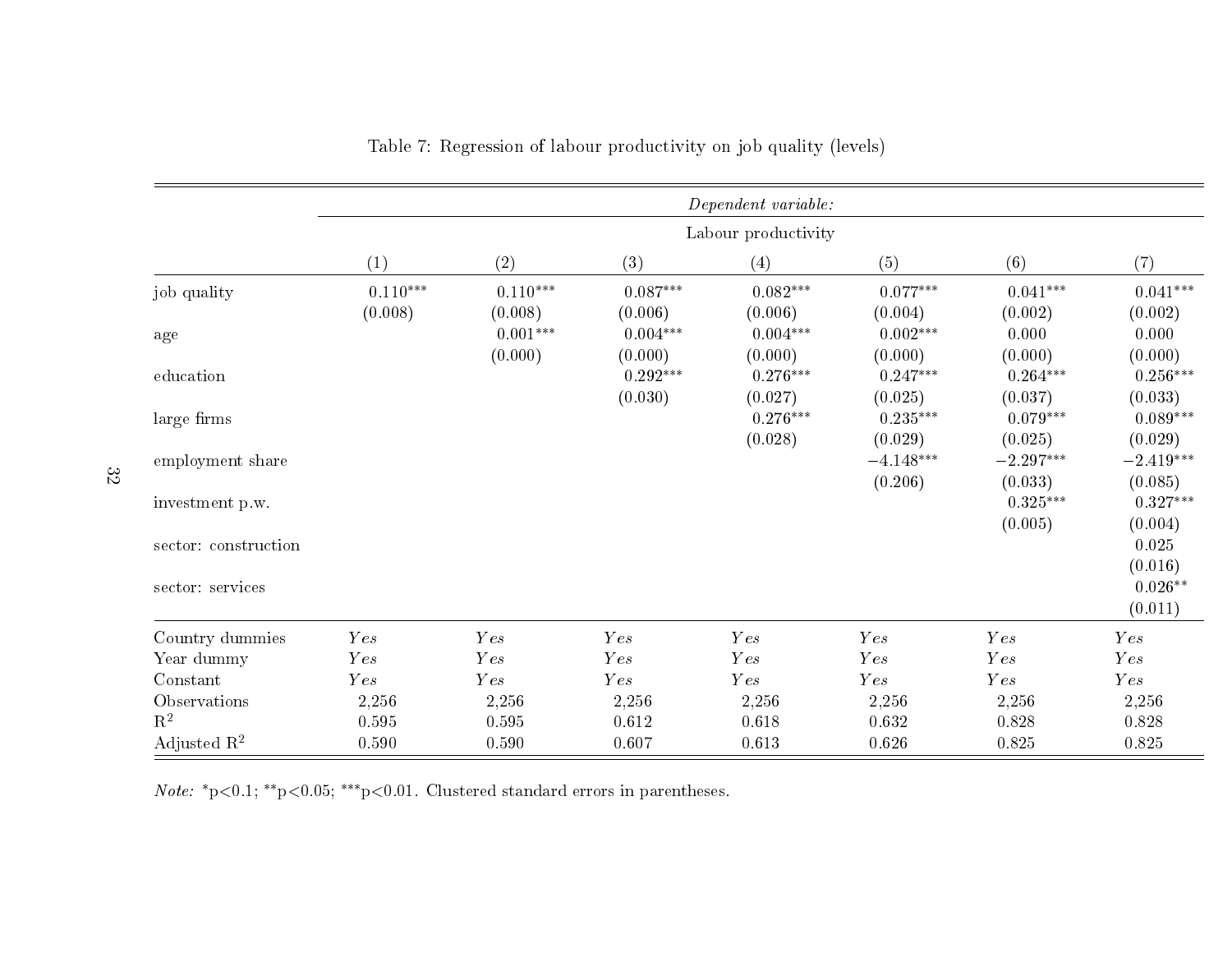Table 7: Regression of labour productivity on job quality (levels)

| | *Dependent variable:* | | | | | | |
|---|---|---|---|---|---|---|---|
| | Labour productivity | | | | | | |
| | (1) | (2) | (3) | (4) | (5) | (6) | (7) |
| job quality | 0.110*** | 0.110*** | 0.087*** | 0.082*** | 0.077*** | 0.041*** | 0.041*** |
| | (0.008) | (0.008) | (0.006) | (0.006) | (0.004) | (0.002) | (0.002) |
| age | | 0.001*** | 0.004*** | 0.004*** | 0.002*** | 0.000 | 0.000 |
| | | (0.000) | (0.000) | (0.000) | (0.000) | (0.000) | (0.000) |
| education | | | 0.292*** | 0.276*** | 0.247*** | 0.264*** | 0.256*** |
| | | | (0.030) | (0.027) | (0.025) | (0.037) | (0.033) |
| large firms | | | | 0.276*** | 0.235*** | 0.079*** | 0.089*** |
| | | | | (0.028) | (0.029) | (0.025) | (0.029) |
| employment share | | | | | −4.148*** | −2.297*** | −2.419*** |
| | | | | | (0.206) | (0.033) | (0.085) |
| investment p.w. | | | | | | 0.325*** | 0.327*** |
| | | | | | | (0.005) | (0.004) |
| sector: construction | | | | | | | 0.025 |
| | | | | | | | (0.016) |
| sector: services | | | | | | | 0.026** |
| | | | | | | | (0.011) |
| Country dummies | *Yes* | *Yes* | *Yes* | *Yes* | *Yes* | *Yes* | *Yes* |
| Year dummy | *Yes* | *Yes* | *Yes* | *Yes* | *Yes* | *Yes* | *Yes* |
| Constant | *Yes* | *Yes* | *Yes* | *Yes* | *Yes* | *Yes* | *Yes* |
| Observations | 2,256 | 2,256 | 2,256 | 2,256 | 2,256 | 2,256 | 2,256 |
| $R^2$ | 0.595 | 0.595 | 0.612 | 0.618 | 0.632 | 0.828 | 0.828 |
| Adjusted $R^2$ | 0.590 | 0.590 | 0.607 | 0.613 | 0.626 | 0.825 | 0.825 |

*Note:* *p<0.1; **p<0.05; ***p<0.01. Clustered standard errors in parentheses.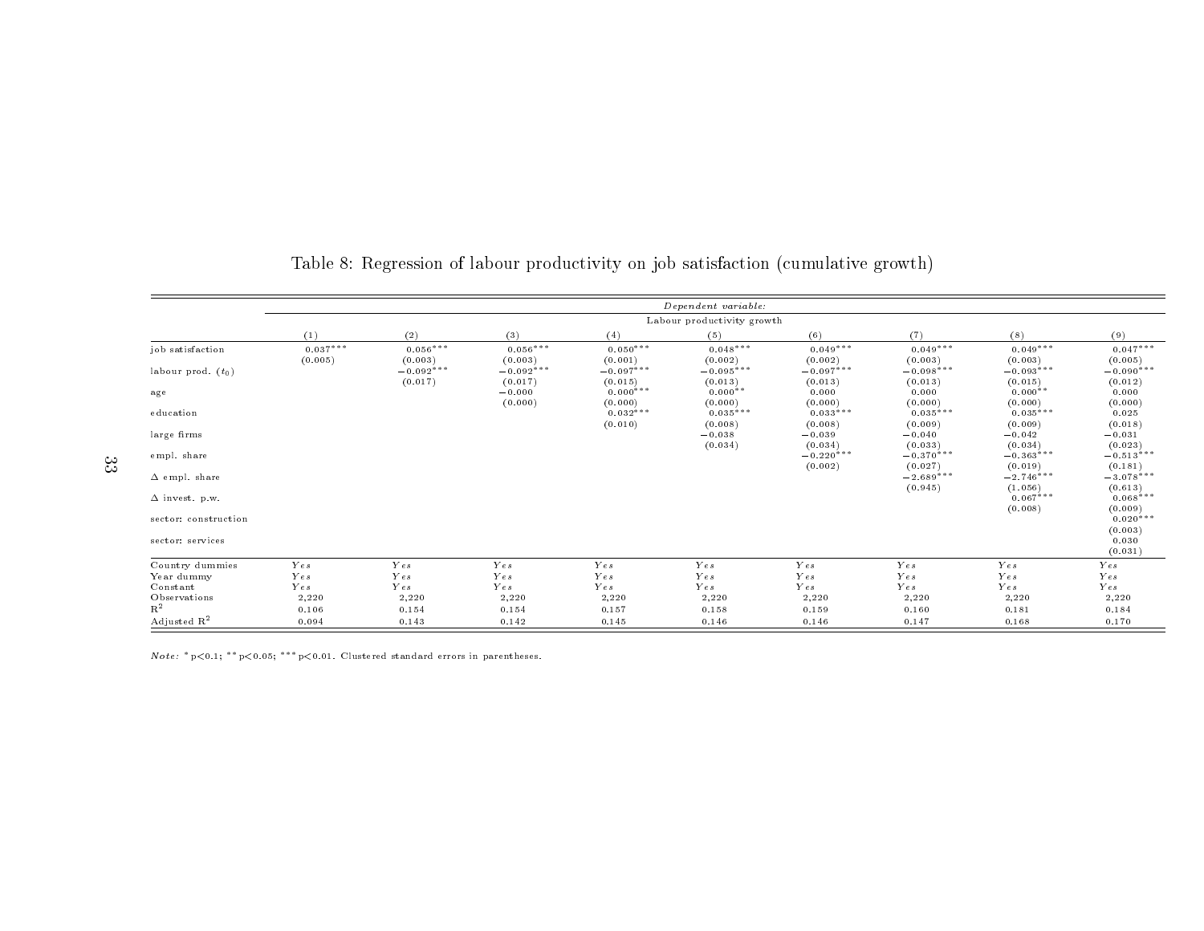Table 8: Regression of labour productivity on job satisfaction (cumulative growth)

| | *Dependent variable:* | | | | | | | | |
|---|---|---|---|---|---|---|---|---|---|
| | Labour productivity growth | | | | | | | | |
| | (1) | (2) | (3) | (4) | (5) | (6) | (7) | (8) | (9) |
| job satisfaction | 0.037*** | 0.056*** | 0.056*** | 0.050*** | 0.048*** | 0.049*** | 0.049*** | 0.049*** | 0.047*** |
| | (0.005) | (0.003) | (0.003) | (0.001) | (0.002) | (0.002) | (0.003) | (0.003) | (0.005) |
| labour prod. ($t_0$) | | −0.092*** | −0.092*** | −0.097*** | −0.095*** | −0.097*** | −0.098*** | −0.093*** | −0.090*** |
| | | (0.017) | (0.017) | (0.015) | (0.013) | (0.013) | (0.013) | (0.015) | (0.012) |
| age | | | −0.000 | 0.000*** | 0.000** | 0.000 | 0.000 | 0.000** | 0.000 |
| | | | (0.000) | (0.000) | (0.000) | (0.000) | (0.000) | (0.000) | (0.000) |
| education | | | | 0.032*** | 0.035*** | 0.033*** | 0.035*** | 0.035*** | 0.025 |
| | | | | (0.010) | (0.008) | (0.008) | (0.009) | (0.009) | (0.018) |
| large firms | | | | | −0.038 | −0.039 | −0.040 | −0.042 | −0.031 |
| | | | | | (0.034) | (0.034) | (0.033) | (0.034) | (0.023) |
| empl. share | | | | | | −0.220*** | −0.370*** | −0.363*** | −0.513*** |
| | | | | | | (0.002) | (0.027) | (0.019) | (0.181) |
| Δ empl. share | | | | | | | −2.689*** | −2.746*** | −3.078*** |
| | | | | | | | (0.945) | (1.056) | (0.613) |
| Δ invest. p.w. | | | | | | | | 0.067*** | 0.068*** |
| | | | | | | | | (0.008) | (0.009) |
| sector: construction | | | | | | | | | 0.020*** |
| | | | | | | | | | (0.003) |
| sector: services | | | | | | | | | 0.030 |
| | | | | | | | | | (0.031) |
| Country dummies | *Yes* | *Yes* | *Yes* | *Yes* | *Yes* | *Yes* | *Yes* | *Yes* | *Yes* |
| Year dummy | *Yes* | *Yes* | *Yes* | *Yes* | *Yes* | *Yes* | *Yes* | *Yes* | *Yes* |
| Constant | *Yes* | *Yes* | *Yes* | *Yes* | *Yes* | *Yes* | *Yes* | *Yes* | *Yes* |
| Observations | 2,220 | 2,220 | 2,220 | 2,220 | 2,220 | 2,220 | 2,220 | 2,220 | 2,220 |
| $R^2$ | 0.106 | 0.154 | 0.154 | 0.157 | 0.158 | 0.159 | 0.160 | 0.181 | 0.184 |
| Adjusted $R^2$ | 0.094 | 0.143 | 0.142 | 0.145 | 0.146 | 0.146 | 0.147 | 0.168 | 0.170 |

*Note:* * p<0.1; ** p<0.05; *** p<0.01. Clustered standard errors in parentheses.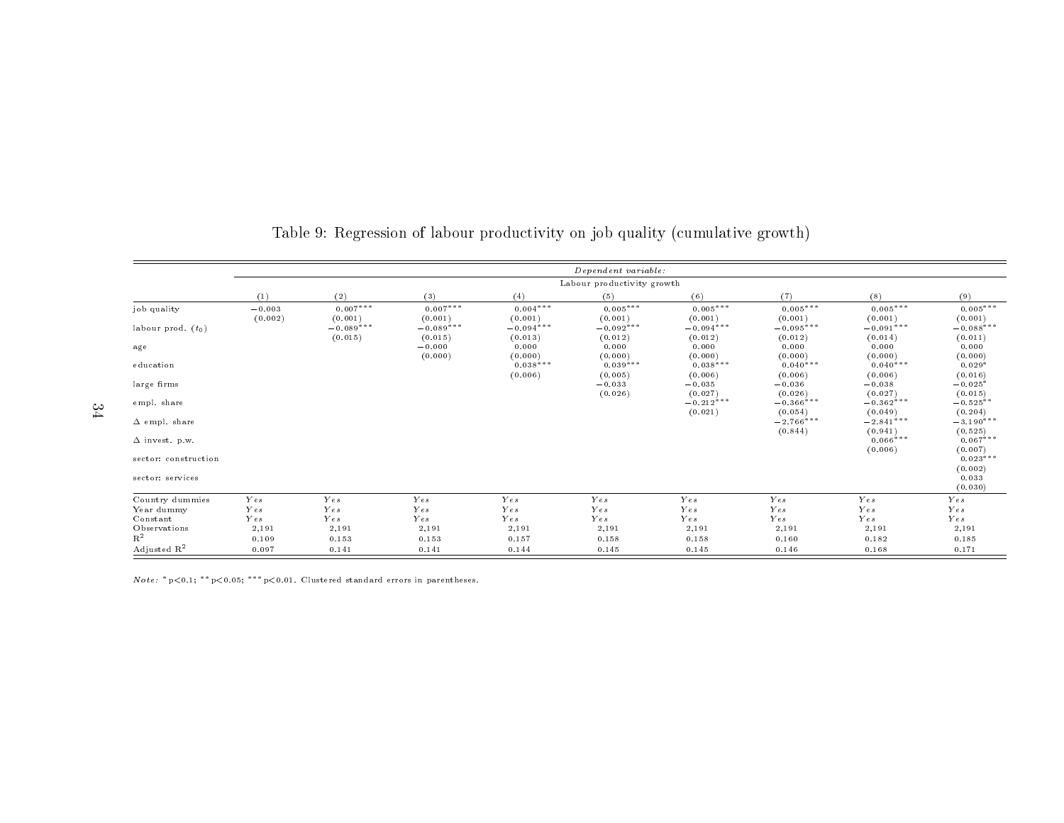Table 9: Regression of labour productivity on job quality (cumulative growth)

| | *Dependent variable:* | | | | | | | | |
|---|---|---|---|---|---|---|---|---|---|
| | Labour productivity growth | | | | | | | | |
| | (1) | (2) | (3) | (4) | (5) | (6) | (7) | (8) | (9) |
| job quality | −0.003 | 0.007*** | 0.007*** | 0.004*** | 0.005*** | 0.005*** | 0.005*** | 0.005*** | 0.005*** |
| | (0.002) | (0.001) | (0.001) | (0.001) | (0.001) | (0.001) | (0.001) | (0.001) | (0.001) |
| labour prod. ($t_0$) | | −0.089*** | −0.089*** | −0.094*** | −0.092*** | −0.094*** | −0.095*** | −0.091*** | −0.088*** |
| | | (0.015) | (0.015) | (0.013) | (0.012) | (0.012) | (0.012) | (0.014) | (0.011) |
| age | | | −0.000 | 0.000 | 0.000 | 0.000 | 0.000 | 0.000 | 0.000 |
| | | | (0.000) | (0.000) | (0.000) | (0.000) | (0.000) | (0.000) | (0.000) |
| education | | | | 0.038*** | 0.039*** | 0.038*** | 0.040*** | 0.040*** | 0.029* |
| | | | | (0.006) | (0.005) | (0.006) | (0.006) | (0.006) | (0.016) |
| large firms | | | | | −0.033 | −0.035 | −0.036 | −0.038 | −0.025* |
| | | | | | (0.026) | (0.027) | (0.026) | (0.027) | (0.015) |
| empl. share | | | | | | −0.212*** | −0.366*** | −0.362*** | −0.525** |
| | | | | | | (0.021) | (0.054) | (0.049) | (0.204) |
| Δ empl. share | | | | | | | −2.766*** | −2.841*** | −3.190*** |
| | | | | | | | (0.844) | (0.941) | (0.525) |
| Δ invest. p.w. | | | | | | | | 0.066*** | 0.067*** |
| | | | | | | | | (0.006) | (0.007) |
| sector: construction | | | | | | | | | 0.023*** |
| | | | | | | | | | (0.002) |
| sector: services | | | | | | | | | 0.033 |
| | | | | | | | | | (0.030) |
| Country dummies | *Yes* | *Yes* | *Yes* | *Yes* | *Yes* | *Yes* | *Yes* | *Yes* | *Yes* |
| Year dummy | *Yes* | *Yes* | *Yes* | *Yes* | *Yes* | *Yes* | *Yes* | *Yes* | *Yes* |
| Constant | *Yes* | *Yes* | *Yes* | *Yes* | *Yes* | *Yes* | *Yes* | *Yes* | *Yes* |
| Observations | 2,191 | 2,191 | 2,191 | 2,191 | 2,191 | 2,191 | 2,191 | 2,191 | 2,191 |
| $R^2$ | 0.109 | 0.153 | 0.153 | 0.157 | 0.158 | 0.158 | 0.160 | 0.182 | 0.185 |
| Adjusted $R^2$ | 0.097 | 0.141 | 0.141 | 0.144 | 0.145 | 0.145 | 0.146 | 0.168 | 0.171 |

*Note:* *p<0.1; **p<0.05; ***p<0.01. Clustered standard errors in parentheses.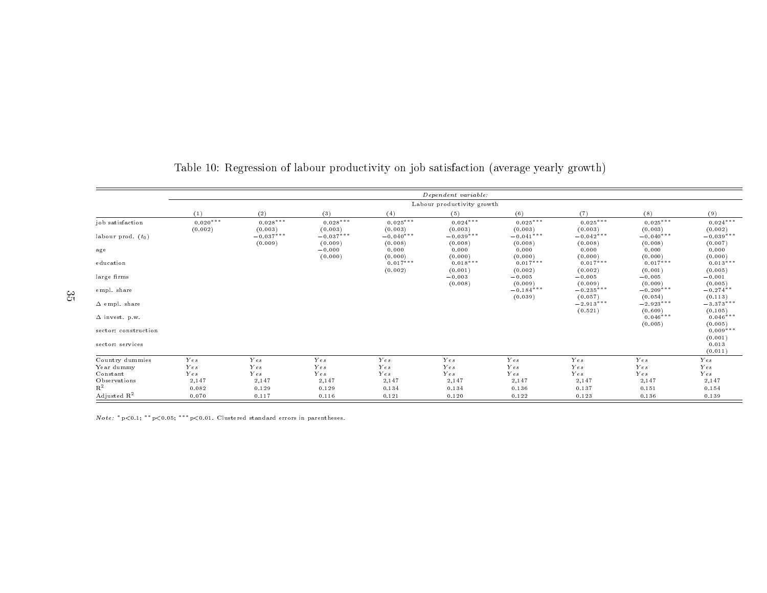Table 10: Regression of labour productivity on job satisfaction (average yearly growth)

| | *Dependent variable:* | | | | | | | | |
|---|---|---|---|---|---|---|---|---|---|
| | Labour productivity growth | | | | | | | | |
| | (1) | (2) | (3) | (4) | (5) | (6) | (7) | (8) | (9) |
| job satisfaction | 0.020*** | 0.028*** | 0.028*** | 0.025*** | 0.024*** | 0.025*** | 0.025*** | 0.025*** | 0.024*** |
| | (0.002) | (0.003) | (0.003) | (0.003) | (0.003) | (0.003) | (0.003) | (0.003) | (0.002) |
| labour prod. ($t_0$) | | −0.037*** | −0.037*** | −0.040*** | −0.039*** | −0.041*** | −0.042*** | −0.040*** | −0.039*** |
| | | (0.009) | (0.009) | (0.008) | (0.008) | (0.008) | (0.008) | (0.008) | (0.007) |
| age | | | −0.000 | 0.000 | 0.000 | 0.000 | 0.000 | 0.000 | 0.000 |
| | | | (0.000) | (0.000) | (0.000) | (0.000) | (0.000) | (0.000) | (0.000) |
| education | | | | 0.017*** | 0.018*** | 0.017*** | 0.017*** | 0.017*** | 0.013*** |
| | | | | (0.002) | (0.001) | (0.002) | (0.002) | (0.001) | (0.005) |
| large firms | | | | | −0.003 | −0.005 | −0.005 | −0.005 | −0.001 |
| | | | | | (0.008) | (0.009) | (0.009) | (0.009) | (0.005) |
| empl. share | | | | | | −0.184*** | −0.235*** | −0.209*** | −0.274** |
| | | | | | | (0.039) | (0.057) | (0.054) | (0.113) |
| Δ empl. share | | | | | | | −2.913*** | −2.923*** | −3.373*** |
| | | | | | | | (0.521) | (0.609) | (0.105) |
| Δ invest. p.w. | | | | | | | | 0.046*** | 0.046*** |
| | | | | | | | | (0.005) | (0.005) |
| sector: construction | | | | | | | | | 0.009*** |
| | | | | | | | | | (0.001) |
| sector: services | | | | | | | | | 0.013 |
| | | | | | | | | | (0.011) |
| Country dummies | *Yes* | *Yes* | *Yes* | *Yes* | *Yes* | *Yes* | *Yes* | *Yes* | *Yes* |
| Year dummy | *Yes* | *Yes* | *Yes* | *Yes* | *Yes* | *Yes* | *Yes* | *Yes* | *Yes* |
| Constant | *Yes* | *Yes* | *Yes* | *Yes* | *Yes* | *Yes* | *Yes* | *Yes* | *Yes* |
| Observations | 2,147 | 2,147 | 2,147 | 2,147 | 2,147 | 2,147 | 2,147 | 2,147 | 2,147 |
| $R^2$ | 0.082 | 0.129 | 0.129 | 0.134 | 0.134 | 0.136 | 0.137 | 0.151 | 0.154 |
| Adjusted $R^2$ | 0.070 | 0.117 | 0.116 | 0.121 | 0.120 | 0.122 | 0.123 | 0.136 | 0.139 |

*Note:* *p<0.1; **p<0.05; ***p<0.01. Clustered standard errors in parentheses.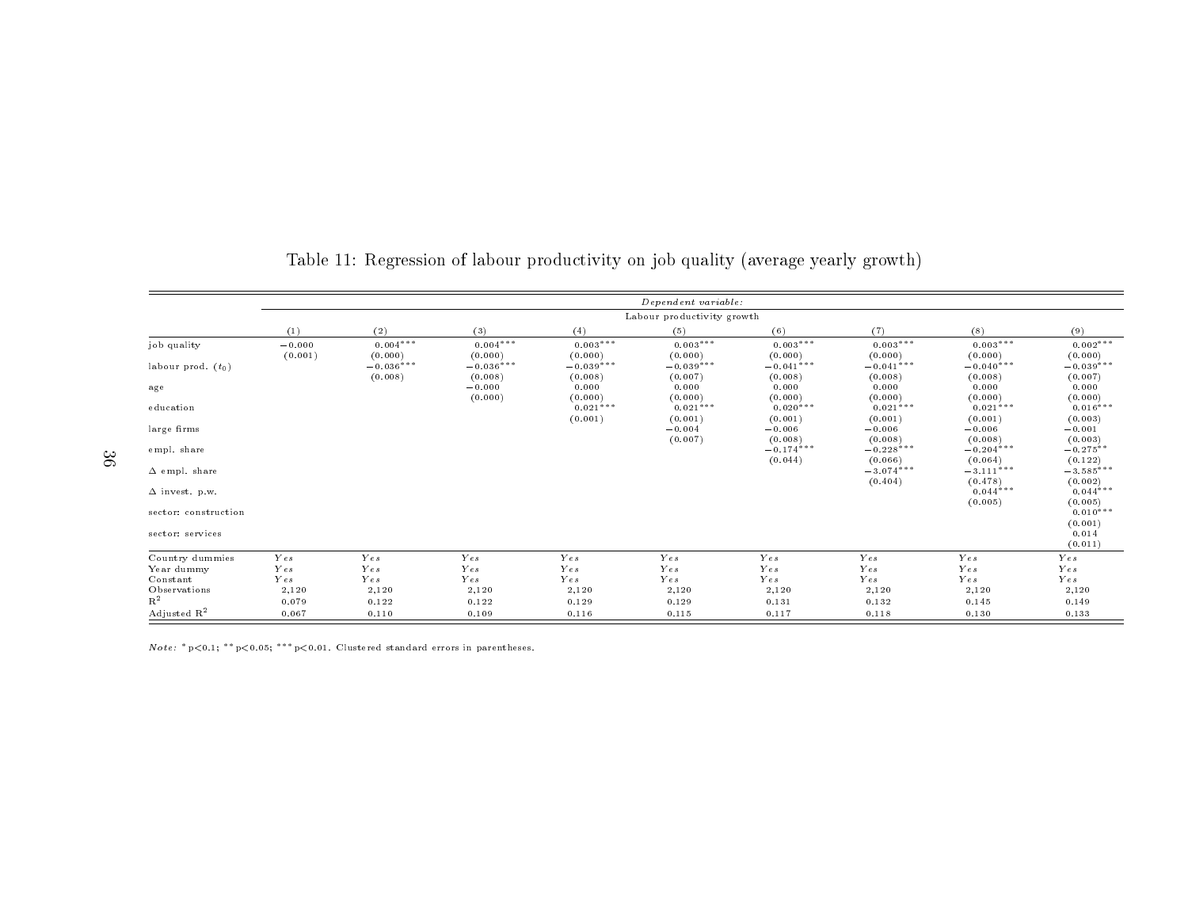Table 11: Regression of labour productivity on job quality (average yearly growth)

| | *Dependent variable:* | | | | | | | | |
|---|---|---|---|---|---|---|---|---|---|
| | Labour productivity growth | | | | | | | | |
| | (1) | (2) | (3) | (4) | (5) | (6) | (7) | (8) | (9) |
| job quality | −0.000 | 0.004*** | 0.004*** | 0.003*** | 0.003*** | 0.003*** | 0.003*** | 0.003*** | 0.002*** |
| | (0.001) | (0.000) | (0.000) | (0.000) | (0.000) | (0.000) | (0.000) | (0.000) | (0.000) |
| labour prod. ($t_0$) | | −0.036*** | −0.036*** | −0.039*** | −0.039*** | −0.041*** | −0.041*** | −0.040*** | −0.039*** |
| | | (0.008) | (0.008) | (0.008) | (0.007) | (0.008) | (0.008) | (0.008) | (0.007) |
| age | | | −0.000 | 0.000 | 0.000 | 0.000 | 0.000 | 0.000 | 0.000 |
| | | | (0.000) | (0.000) | (0.000) | (0.000) | (0.000) | (0.000) | (0.000) |
| education | | | | 0.021*** | 0.021*** | 0.020*** | 0.021*** | 0.021*** | 0.016*** |
| | | | | (0.001) | (0.001) | (0.001) | (0.001) | (0.001) | (0.003) |
| large firms | | | | | −0.004 | −0.006 | −0.006 | −0.006 | −0.001 |
| | | | | | (0.007) | (0.008) | (0.008) | (0.008) | (0.003) |
| empl. share | | | | | | −0.174*** | −0.228*** | −0.204*** | −0.275** |
| | | | | | | (0.044) | (0.066) | (0.064) | (0.122) |
| Δ empl. share | | | | | | | −3.074*** | −3.111*** | −3.585*** |
| | | | | | | | (0.404) | (0.478) | (0.002) |
| Δ invest. p.w. | | | | | | | | 0.044*** | 0.044*** |
| | | | | | | | | (0.005) | (0.005) |
| sector: construction | | | | | | | | | 0.010*** |
| | | | | | | | | | (0.001) |
| sector: services | | | | | | | | | 0.014 |
| | | | | | | | | | (0.011) |
| Country dummies | *Yes* | *Yes* | *Yes* | *Yes* | *Yes* | *Yes* | *Yes* | *Yes* | *Yes* |
| Year dummy | *Yes* | *Yes* | *Yes* | *Yes* | *Yes* | *Yes* | *Yes* | *Yes* | *Yes* |
| Constant | *Yes* | *Yes* | *Yes* | *Yes* | *Yes* | *Yes* | *Yes* | *Yes* | *Yes* |
| Observations | 2,120 | 2,120 | 2,120 | 2,120 | 2,120 | 2,120 | 2,120 | 2,120 | 2,120 |
| $R^2$ | 0.079 | 0.122 | 0.122 | 0.129 | 0.129 | 0.131 | 0.132 | 0.145 | 0.149 |
| Adjusted $R^2$ | 0.067 | 0.110 | 0.109 | 0.116 | 0.115 | 0.117 | 0.118 | 0.130 | 0.133 |

*Note:* *p<0.1; **p<0.05; ***p<0.01. Clustered standard errors in parentheses.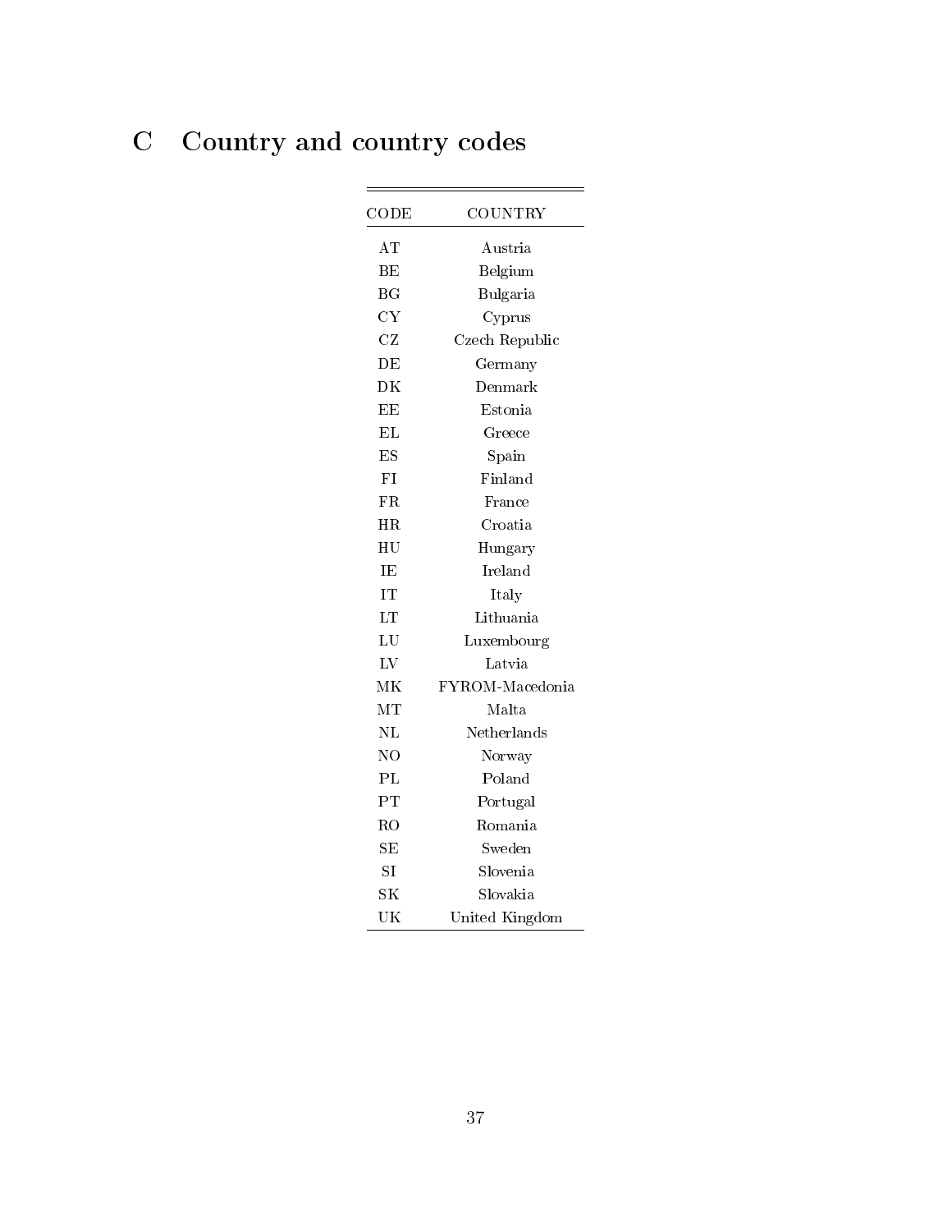# C Country and country codes

| CODE | COUNTRY |
| --- | --- |
| AT | Austria |
| BE | Belgium |
| BG | Bulgaria |
| CY | Cyprus |
| CZ | Czech Republic |
| DE | Germany |
| DK | Denmark |
| EE | Estonia |
| EL | Greece |
| ES | Spain |
| FI | Finland |
| FR | France |
| HR | Croatia |
| HU | Hungary |
| IE | Ireland |
| IT | Italy |
| LT | Lithuania |
| LU | Luxembourg |
| LV | Latvia |
| MK | FYROM-Macedonia |
| MT | Malta |
| NL | Netherlands |
| NO | Norway |
| PL | Poland |
| PT | Portugal |
| RO | Romania |
| SE | Sweden |
| SI | Slovenia |
| SK | Slovakia |
| UK | United Kingdom |